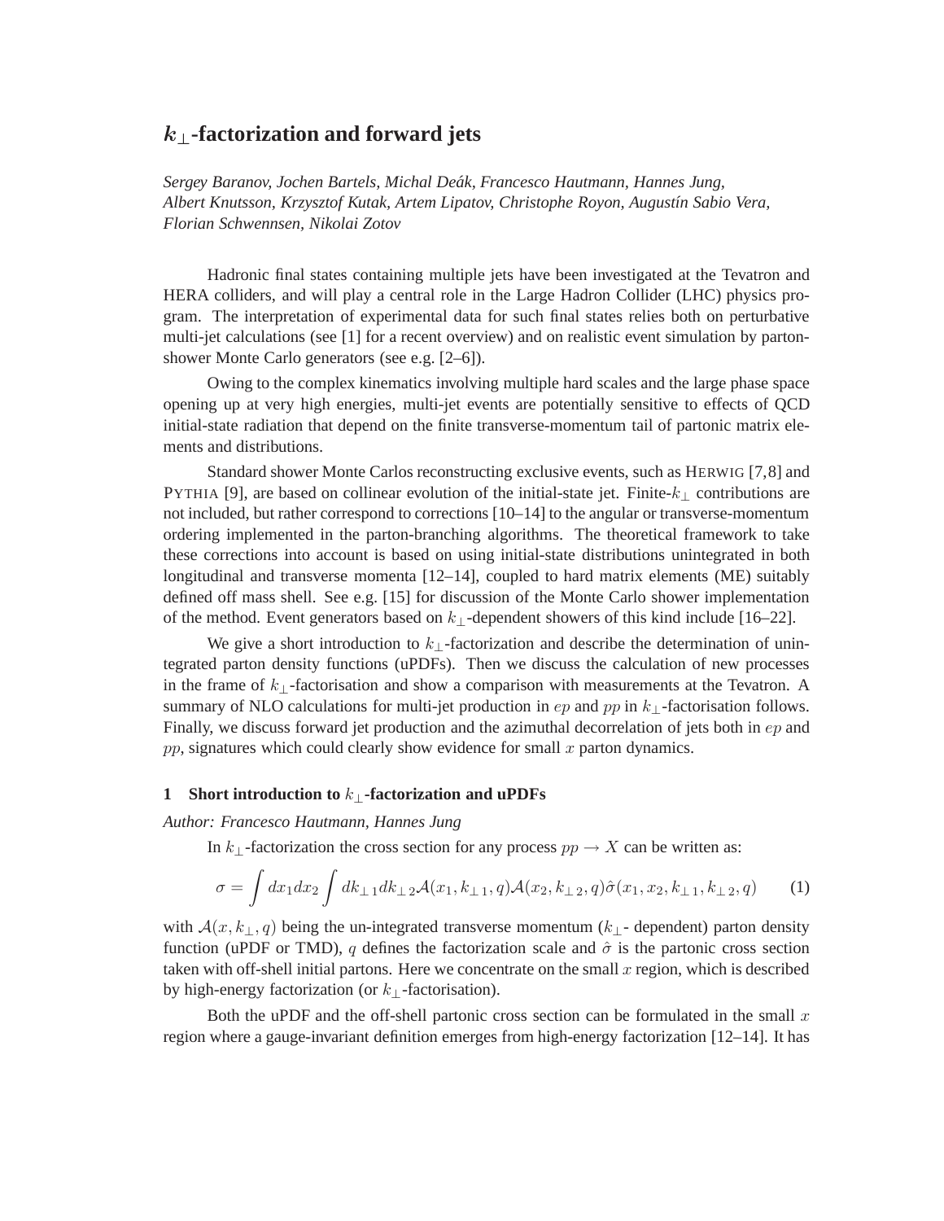# $k_\perp$-factorization and forward jets

*Sergey Baranov, Jochen Bartels, Michal Deák, Francesco Hautmann, Hannes Jung, Albert Knutsson, Krzysztof Kutak, Artem Lipatov, Christophe Royon, Agustín Sabio Vera, Florian Schwennsen, Nikolai Zotov*

Hadronic final states containing multiple jets have been investigated at the Tevatron and HERA colliders, and will play a central role in the Large Hadron Collider (LHC) physics program. The interpretation of experimental data for such final states relies both on perturbative multi-jet calculations (see [1] for a recent overview) and on realistic event simulation by parton-shower Monte Carlo generators (see e.g. [2–6]).

Owing to the complex kinematics involving multiple hard scales and the large phase space opening up at very high energies, multi-jet events are potentially sensitive to effects of QCD initial-state radiation that depend on the finite transverse-momentum tail of partonic matrix elements and distributions.

Standard shower Monte Carlos reconstructing exclusive events, such as HERWIG [7,8] and PYTHIA [9], are based on collinear evolution of the initial-state jet. Finite-$k_\perp$ contributions are not included, but rather correspond to corrections [10–14] to the angular or transverse-momentum ordering implemented in the parton-branching algorithms. The theoretical framework to take these corrections into account is based on using initial-state distributions unintegrated in both longitudinal and transverse momenta [12–14], coupled to hard matrix elements (ME) suitably defined off mass shell. See e.g. [15] for discussion of the Monte Carlo shower implementation of the method. Event generators based on $k_\perp$-dependent showers of this kind include [16–22].

We give a short introduction to $k_\perp$-factorization and describe the determination of unintegrated parton density functions (uPDFs). Then we discuss the calculation of new processes in the frame of $k_\perp$-factorisation and show a comparison with measurements at the Tevatron. A summary of NLO calculations for multi-jet production in $ep$ and $pp$ in $k_\perp$-factorisation follows. Finally, we discuss forward jet production and the azimuthal decorrelation of jets both in $ep$ and $pp$, signatures which could clearly show evidence for small $x$ parton dynamics.

## 1 Short introduction to $k_\perp$-factorization and uPDFs

*Author: Francesco Hautmann, Hannes Jung*

In $k_\perp$-factorization the cross section for any process $pp \to X$ can be written as:

$$\sigma = \int dx_1 dx_2 \int dk_{\perp 1} dk_{\perp 2} \mathcal{A}(x_1, k_{\perp 1}, q) \mathcal{A}(x_2, k_{\perp 2}, q) \hat{\sigma}(x_1, x_2, k_{\perp 1}, k_{\perp 2}, q) \qquad (1)$$

with $\mathcal{A}(x, k_\perp, q)$ being the un-integrated transverse momentum ($k_\perp$- dependent) parton density function (uPDF or TMD), $q$ defines the factorization scale and $\hat{\sigma}$ is the partonic cross section taken with off-shell initial partons. Here we concentrate on the small $x$ region, which is described by high-energy factorization (or $k_\perp$-factorisation).

Both the uPDF and the off-shell partonic cross section can be formulated in the small $x$ region where a gauge-invariant definition emerges from high-energy factorization [12–14]. It has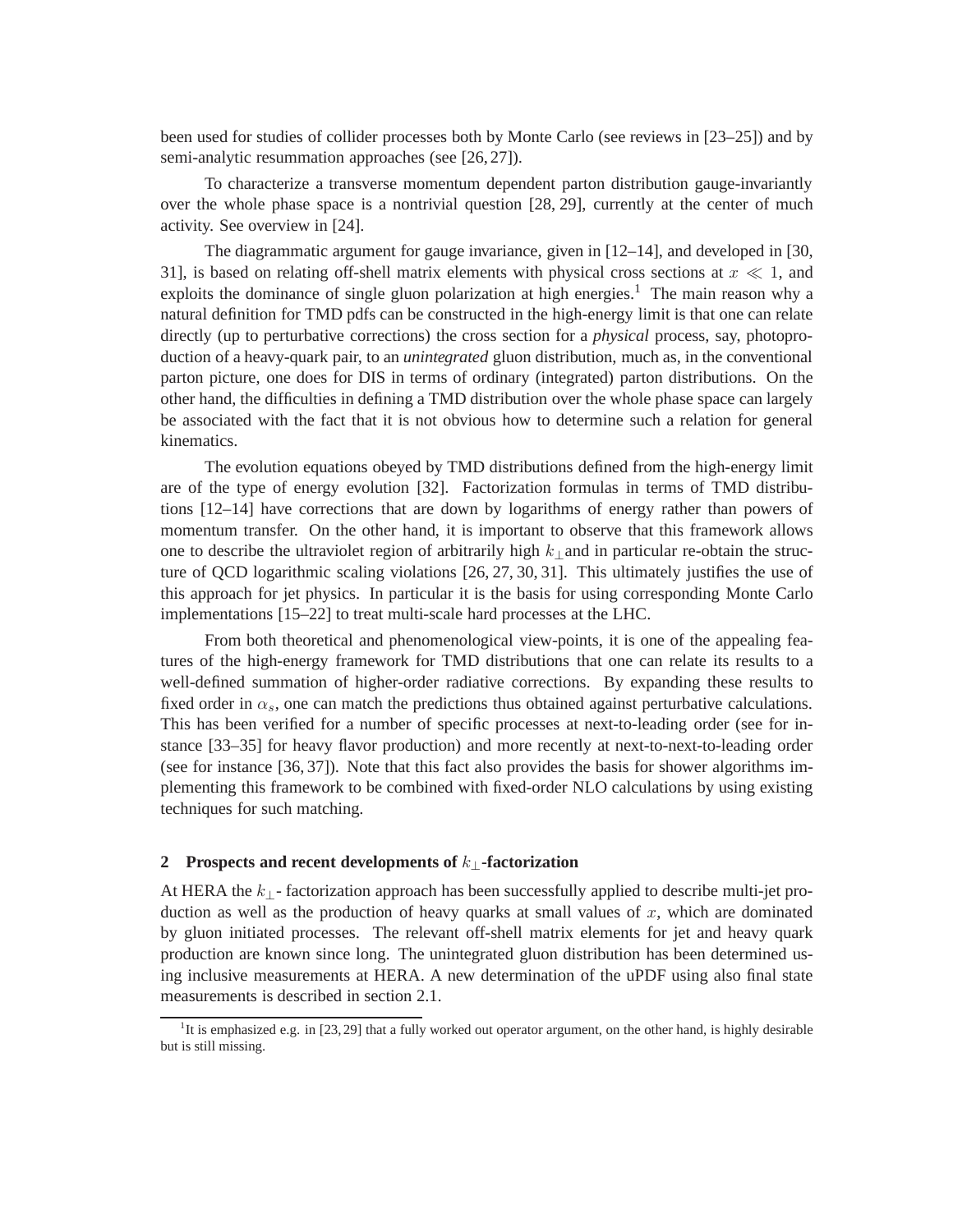been used for studies of collider processes both by Monte Carlo (see reviews in [23–25]) and by semi-analytic resummation approaches (see [26, 27]).

To characterize a transverse momentum dependent parton distribution gauge-invariantly over the whole phase space is a nontrivial question [28, 29], currently at the center of much activity. See overview in [24].

The diagrammatic argument for gauge invariance, given in [12–14], and developed in [30, 31], is based on relating off-shell matrix elements with physical cross sections at $x \ll 1$, and exploits the dominance of single gluon polarization at high energies.[1] The main reason why a natural definition for TMD pdfs can be constructed in the high-energy limit is that one can relate directly (up to perturbative corrections) the cross section for a *physical* process, say, photoproduction of a heavy-quark pair, to an *unintegrated* gluon distribution, much as, in the conventional parton picture, one does for DIS in terms of ordinary (integrated) parton distributions. On the other hand, the difficulties in defining a TMD distribution over the whole phase space can largely be associated with the fact that it is not obvious how to determine such a relation for general kinematics.

The evolution equations obeyed by TMD distributions defined from the high-energy limit are of the type of energy evolution [32]. Factorization formulas in terms of TMD distributions [12–14] have corrections that are down by logarithms of energy rather than powers of momentum transfer. On the other hand, it is important to observe that this framework allows one to describe the ultraviolet region of arbitrarily high $k_\perp$ and in particular re-obtain the structure of QCD logarithmic scaling violations [26, 27, 30, 31]. This ultimately justifies the use of this approach for jet physics. In particular it is the basis for using corresponding Monte Carlo implementations [15–22] to treat multi-scale hard processes at the LHC.

From both theoretical and phenomenological view-points, it is one of the appealing features of the high-energy framework for TMD distributions that one can relate its results to a well-defined summation of higher-order radiative corrections. By expanding these results to fixed order in $\alpha_s$, one can match the predictions thus obtained against perturbative calculations. This has been verified for a number of specific processes at next-to-leading order (see for instance [33–35] for heavy flavor production) and more recently at next-to-next-to-leading order (see for instance [36, 37]). Note that this fact also provides the basis for shower algorithms implementing this framework to be combined with fixed-order NLO calculations by using existing techniques for such matching.

## 2 Prospects and recent developments of $k_\perp$-factorization

At HERA the $k_\perp$- factorization approach has been successfully applied to describe multi-jet production as well as the production of heavy quarks at small values of $x$, which are dominated by gluon initiated processes. The relevant off-shell matrix elements for jet and heavy quark production are known since long. The unintegrated gluon distribution has been determined using inclusive measurements at HERA. A new determination of the uPDF using also final state measurements is described in section 2.1.

[1] It is emphasized e.g. in [23, 29] that a fully worked out operator argument, on the other hand, is highly desirable but is still missing.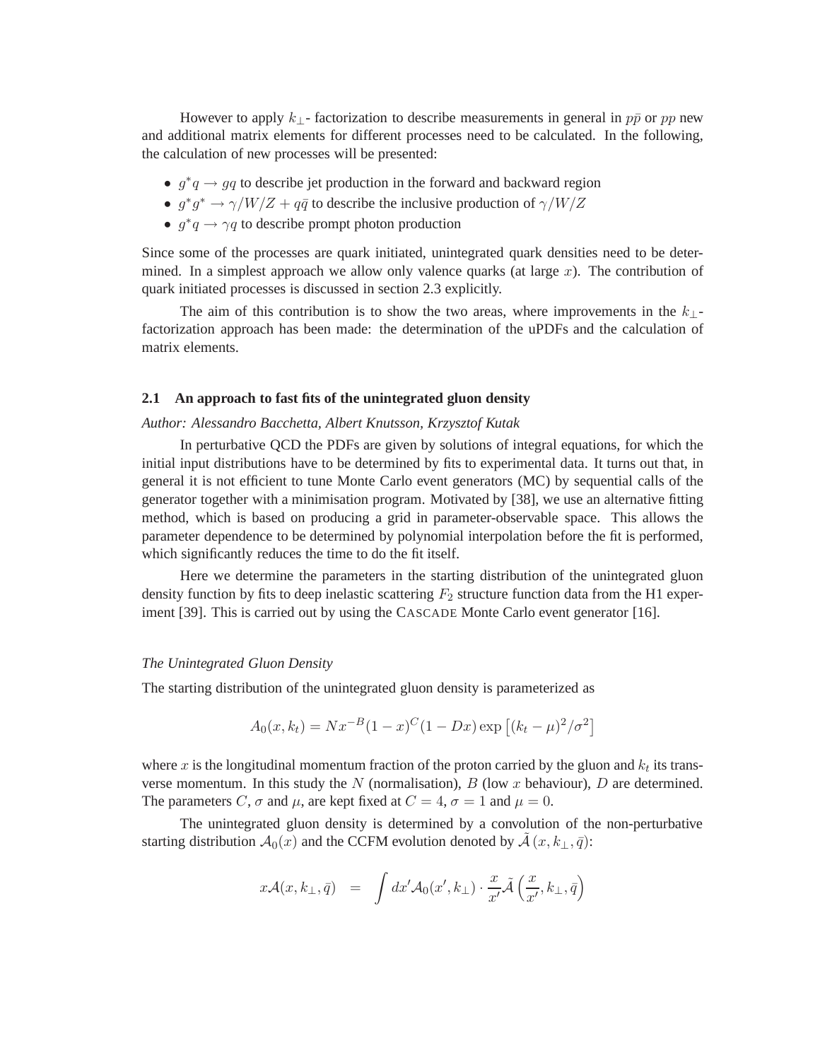However to apply $k_\perp$- factorization to describe measurements in general in $p\bar{p}$ or $pp$ new and additional matrix elements for different processes need to be calculated. In the following, the calculation of new processes will be presented:

- $g^* q \to gq$ to describe jet production in the forward and backward region
- $g^* g^* \to \gamma/W/Z + q\bar{q}$ to describe the inclusive production of $\gamma/W/Z$
- $g^* q \to \gamma q$ to describe prompt photon production

Since some of the processes are quark initiated, unintegrated quark densities need to be determined. In a simplest approach we allow only valence quarks (at large $x$). The contribution of quark initiated processes is discussed in section 2.3 explicitly.

The aim of this contribution is to show the two areas, where improvements in the $k_\perp$-factorization approach has been made: the determination of the uPDFs and the calculation of matrix elements.

### 2.1 An approach to fast fits of the unintegrated gluon density

*Author: Alessandro Bacchetta, Albert Knutsson, Krzysztof Kutak*

In perturbative QCD the PDFs are given by solutions of integral equations, for which the initial input distributions have to be determined by fits to experimental data. It turns out that, in general it is not efficient to tune Monte Carlo event generators (MC) by sequential calls of the generator together with a minimisation program. Motivated by [38], we use an alternative fitting method, which is based on producing a grid in parameter-observable space. This allows the parameter dependence to be determined by polynomial interpolation before the fit is performed, which significantly reduces the time to do the fit itself.

Here we determine the parameters in the starting distribution of the unintegrated gluon density function by fits to deep inelastic scattering $F_2$ structure function data from the H1 experiment [39]. This is carried out by using the CASCADE Monte Carlo event generator [16].

*The Unintegrated Gluon Density*

The starting distribution of the unintegrated gluon density is parameterized as

$$A_0(x, k_t) = N x^{-B}(1-x)^C (1 - Dx) \exp\left[(k_t - \mu)^2/\sigma^2\right]$$

where $x$ is the longitudinal momentum fraction of the proton carried by the gluon and $k_t$ its transverse momentum. In this study the $N$ (normalisation), $B$ (low $x$ behaviour), $D$ are determined. The parameters $C$, $\sigma$ and $\mu$, are kept fixed at $C = 4$, $\sigma = 1$ and $\mu = 0$.

The unintegrated gluon density is determined by a convolution of the non-perturbative starting distribution $\mathcal{A}_0(x)$ and the CCFM evolution denoted by $\tilde{\mathcal{A}}\,(x, k_\perp, \bar{q})$:

$$x\mathcal{A}(x, k_\perp, \bar{q}) \quad = \quad \int dx' \mathcal{A}_0(x', k_\perp) \cdot \frac{x}{x'} \tilde{\mathcal{A}}\left(\frac{x}{x'}, k_\perp, \bar{q}\right)$$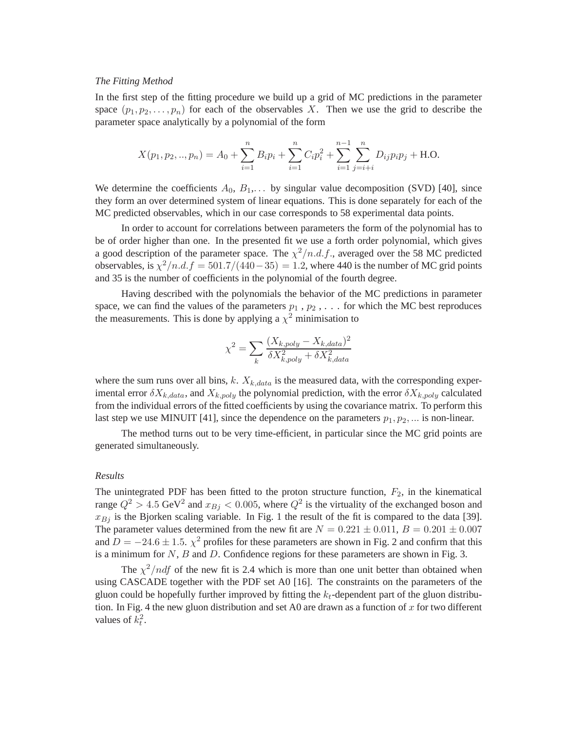*The Fitting Method*

In the first step of the fitting procedure we build up a grid of MC predictions in the parameter space $(p_1, p_2, \ldots, p_n)$ for each of the observables $X$. Then we use the grid to describe the parameter space analytically by a polynomial of the form

$$X(p_1, p_2, .., p_n) = A_0 + \sum_{i=1}^{n} B_i p_i + \sum_{i=1}^{n} C_i p_i^2 + \sum_{i=1}^{n-1} \sum_{j=i+i}^{n} D_{ij} p_i p_j + \text{H.O.}$$

We determine the coefficients $A_0$, $B_1$,... by singular value decomposition (SVD) [40], since they form an over determined system of linear equations. This is done separately for each of the MC predicted observables, which in our case corresponds to 58 experimental data points.

In order to account for correlations between parameters the form of the polynomial has to be of order higher than one. In the presented fit we use a forth order polynomial, which gives a good description of the parameter space. The $\chi^2/n.d.f.$, averaged over the 58 MC predicted observables, is $\chi^2/n.d.f = 501.7/(440-35) = 1.2$, where 440 is the number of MC grid points and 35 is the number of coefficients in the polynomial of the fourth degree.

Having described with the polynomials the behavior of the MC predictions in parameter space, we can find the values of the parameters $p_1$ , $p_2$ , . . . for which the MC best reproduces the measurements. This is done by applying a $\chi^2$ minimisation to

$$\chi^2 = \sum_k \frac{(X_{k,poly} - X_{k,data})^2}{\delta X_{k,poly}^2 + \delta X_{k,data}^2}$$

where the sum runs over all bins, $k$. $X_{k,data}$ is the measured data, with the corresponding experimental error $\delta X_{k,data}$, and $X_{k,poly}$ the polynomial prediction, with the error $\delta X_{k,poly}$ calculated from the individual errors of the fitted coefficients by using the covariance matrix. To perform this last step we use MINUIT [41], since the dependence on the parameters $p_1, p_2, ...$ is non-linear.

The method turns out to be very time-efficient, in particular since the MC grid points are generated simultaneously.

*Results*

The unintegrated PDF has been fitted to the proton structure function, $F_2$, in the kinematical range $Q^2 > 4.5$ GeV$^2$ and $x_{Bj} < 0.005$, where $Q^2$ is the virtuality of the exchanged boson and $x_{Bj}$ is the Bjorken scaling variable. In Fig. 1 the result of the fit is compared to the data [39]. The parameter values determined from the new fit are $N = 0.221 \pm 0.011$, $B = 0.201 \pm 0.007$ and $D = -24.6 \pm 1.5$. $\chi^2$ profiles for these parameters are shown in Fig. 2 and confirm that this is a minimum for $N$, $B$ and $D$. Confidence regions for these parameters are shown in Fig. 3.

The $\chi^2/ndf$ of the new fit is 2.4 which is more than one unit better than obtained when using CASCADE together with the PDF set A0 [16]. The constraints on the parameters of the gluon could be hopefully further improved by fitting the $k_t$-dependent part of the gluon distribution. In Fig. 4 the new gluon distribution and set A0 are drawn as a function of $x$ for two different values of $k_t^2$.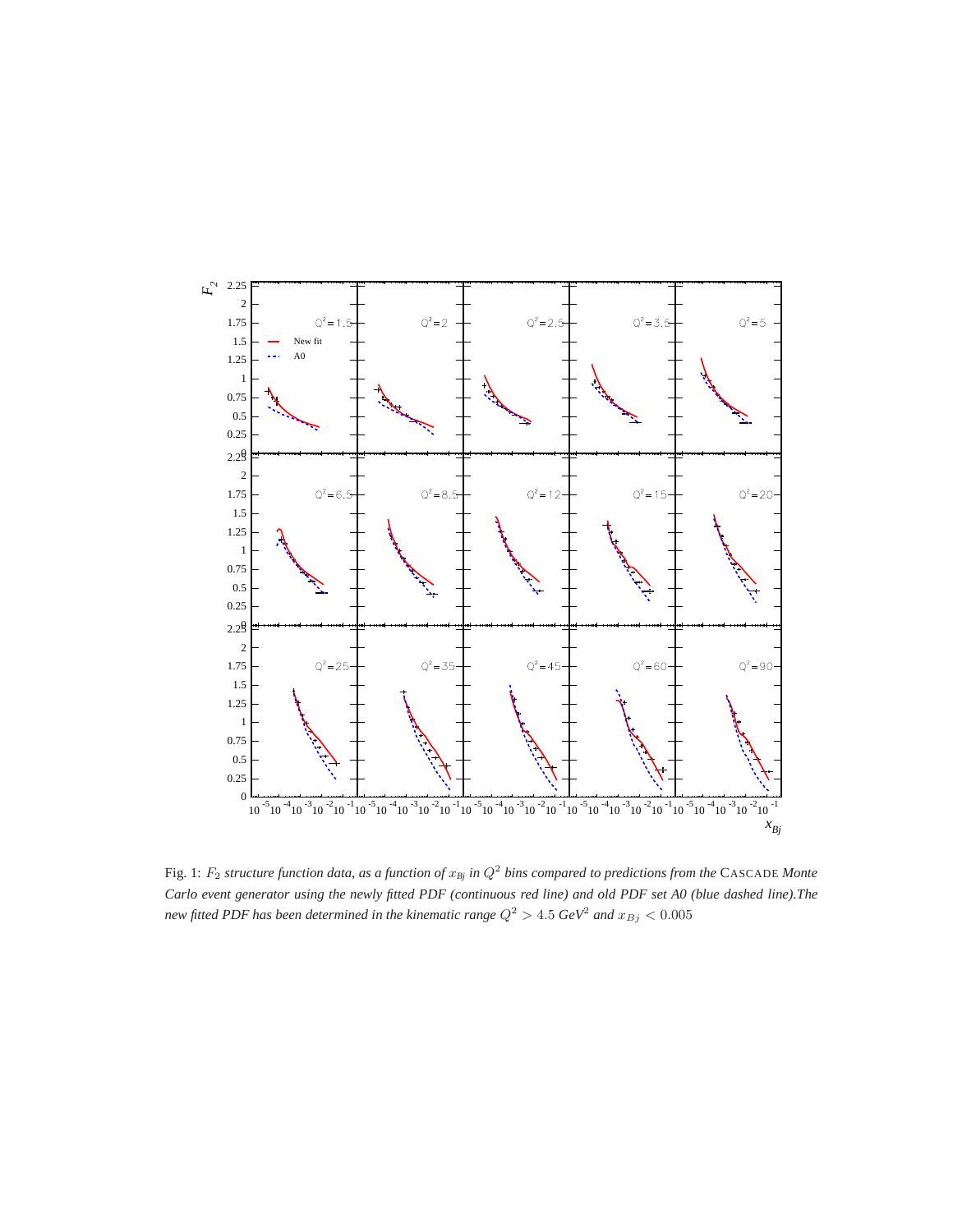Fig. 1: $F_2$ *structure function data, as a function of* $x_{Bj}$ *in* $Q^2$ *bins compared to predictions from the* CASCADE *Monte Carlo event generator using the newly fitted PDF (continuous red line) and old PDF set A0 (blue dashed line).The new fitted PDF has been determined in the kinematic range* $Q^2 > 4.5$ *GeV*$^2$ *and* $x_{Bj} < 0.005$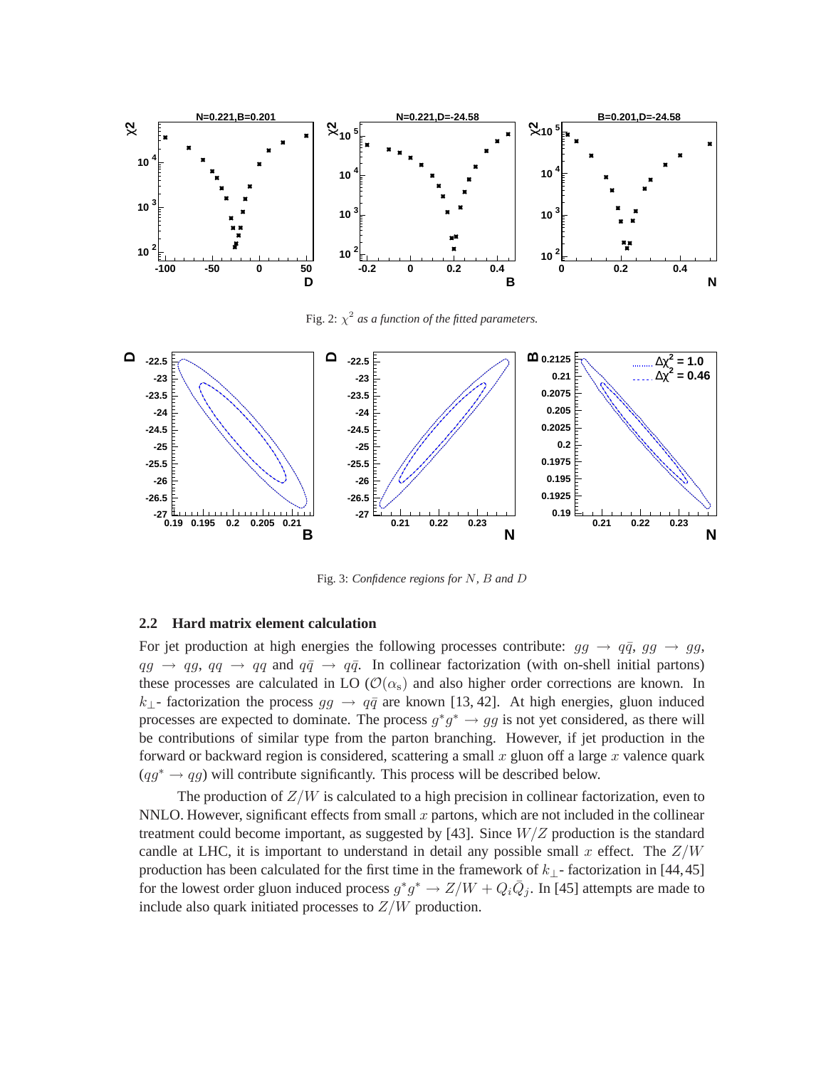Fig. 2: $\chi^2$ *as a function of the fitted parameters.*

Fig. 3: *Confidence regions for* $N$*,* $B$ *and* $D$

### 2.2 Hard matrix element calculation

For jet production at high energies the following processes contribute: $gg \to q\bar{q}$, $gg \to gg$, $qg \to qg$, $qq \to qq$ and $q\bar{q} \to q\bar{q}$. In collinear factorization (with on-shell initial partons) these processes are calculated in LO ($\mathcal{O}(\alpha_s)$ and also higher order corrections are known. In $k_\perp$- factorization the process $gg \to q\bar{q}$ are known [13, 42]. At high energies, gluon induced processes are expected to dominate. The process $g^*g^* \to gg$ is not yet considered, as there will be contributions of similar type from the parton branching. However, if jet production in the forward or backward region is considered, scattering a small $x$ gluon off a large $x$ valence quark ($qg^* \to qg$) will contribute significantly. This process will be described below.

The production of $Z/W$ is calculated to a high precision in collinear factorization, even to NNLO. However, significant effects from small $x$ partons, which are not included in the collinear treatment could become important, as suggested by [43]. Since $W/Z$ production is the standard candle at LHC, it is important to understand in detail any possible small $x$ effect. The $Z/W$ production has been calculated for the first time in the framework of $k_\perp$- factorization in [44, 45] for the lowest order gluon induced process $g^*g^* \to Z/W + Q_i\bar{Q}_j$. In [45] attempts are made to include also quark initiated processes to $Z/W$ production.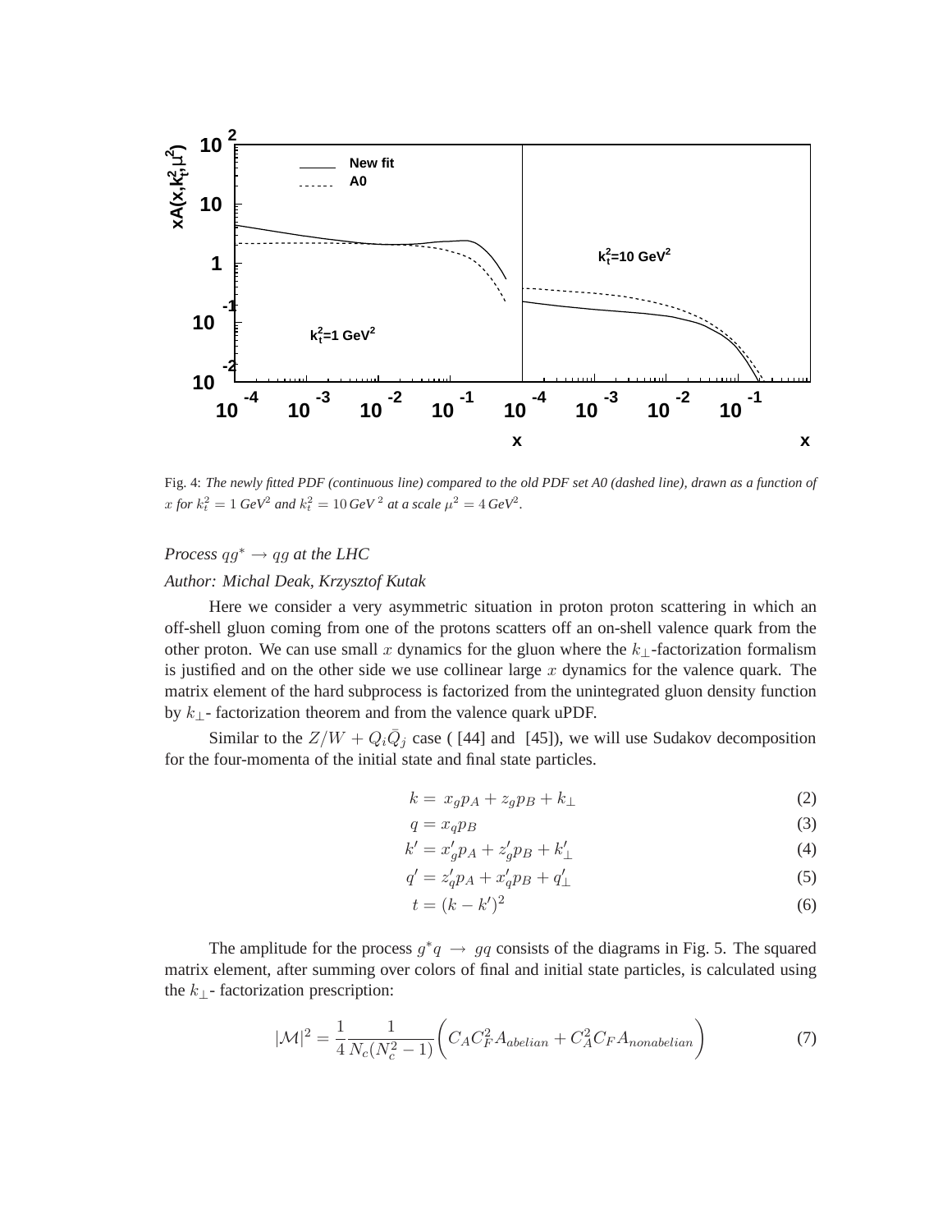Fig. 4: *The newly fitted PDF (continuous line) compared to the old PDF set A0 (dashed line), drawn as a function of $x$ for $k_t^2 = 1$ GeV$^2$ and $k_t^2 = 10\,$GeV$^2$ at a scale $\mu^2 = 4\,$GeV$^2$.*

### *Process $qg^* \to qg$ at the LHC*

*Author: Michal Deak, Krzysztof Kutak*

Here we consider a very asymmetric situation in proton proton scattering in which an off-shell gluon coming from one of the protons scatters off an on-shell valence quark from the other proton. We can use small $x$ dynamics for the gluon where the $k_\perp$-factorization formalism is justified and on the other side we use collinear large $x$ dynamics for the valence quark. The matrix element of the hard subprocess is factorized from the unintegrated gluon density function by $k_\perp$- factorization theorem and from the valence quark uPDF.

Similar to the $Z/W + Q_i\bar{Q}_j$ case ( [44] and [45]), we will use Sudakov decomposition for the four-momenta of the initial state and final state particles.

$$k = x_g p_A + z_g p_B + k_\perp \tag{2}$$

$$q = x_q p_B \tag{3}$$

$$k' = x'_g p_A + z'_g p_B + k'_\perp \tag{4}$$

$$q' = z'_q p_A + x'_q p_B + q'_\perp \tag{5}$$

$$t = (k - k')^2 \tag{6}$$

The amplitude for the process $g^* q \to gq$ consists of the diagrams in Fig. 5. The squared matrix element, after summing over colors of final and initial state particles, is calculated using the $k_\perp$- factorization prescription:

$$|\mathcal{M}|^2 = \frac{1}{4}\frac{1}{N_c(N_c^2-1)}\bigg(C_A C_F^2 A_{abelian} + C_A^2 C_F A_{nonabelian}\bigg) \tag{7}$$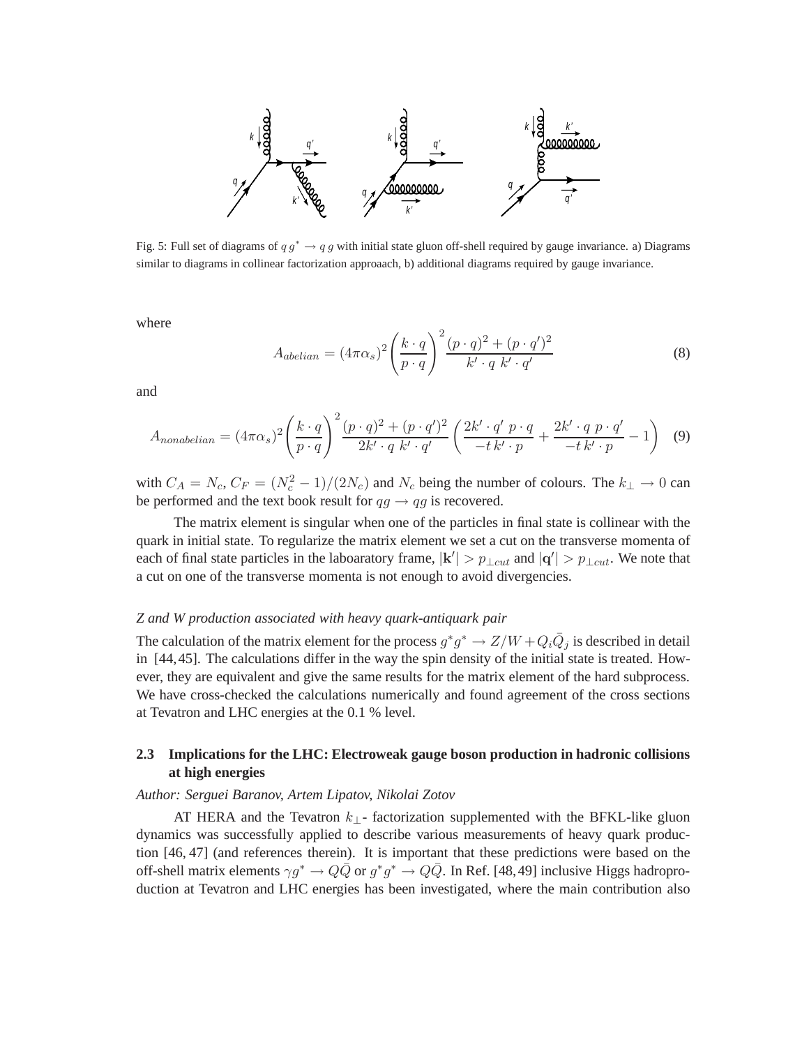Fig. 5: Full set of diagrams of $q\,g^* \to q\,g$ with initial state gluon off-shell required by gauge invariance. a) Diagrams similar to diagrams in collinear factorization approaach, b) additional diagrams required by gauge invariance.

where

$$A_{abelian} = (4\pi\alpha_s)^2 \left(\frac{k\cdot q}{p\cdot q}\right)^2 \frac{(p\cdot q)^2 + (p\cdot q')^2}{k'\cdot q\; k'\cdot q'} \tag{8}$$

and

$$A_{nonabelian} = (4\pi\alpha_s)^2 \left(\frac{k\cdot q}{p\cdot q}\right)^2 \frac{(p\cdot q)^2 + (p\cdot q')^2}{2k'\cdot q\; k'\cdot q'} \left(\frac{2k'\cdot q'\; p\cdot q}{-t\, k'\cdot p} + \frac{2k'\cdot q\; p\cdot q'}{-t\, k'\cdot p} - 1\right) \tag{9}$$

with $C_A = N_c$, $C_F = (N_c^2-1)/(2N_c)$ and $N_c$ being the number of colours. The $k_\perp \to 0$ can be performed and the text book result for $qg \to qg$ is recovered.

The matrix element is singular when one of the particles in final state is collinear with the quark in initial state. To regularize the matrix element we set a cut on the transverse momenta of each of final state particles in the laboaratory frame, $|\mathbf{k}'| > p_{\perp cut}$ and $|\mathbf{q}'| > p_{\perp cut}$. We note that a cut on one of the transverse momenta is not enough to avoid divergencies.

*Z and W production associated with heavy quark-antiquark pair*

The calculation of the matrix element for the process $g^*g^* \to Z/W + Q_i\bar{Q}_j$ is described in detail in [44, 45]. The calculations differ in the way the spin density of the initial state is treated. However, they are equivalent and give the same results for the matrix element of the hard subprocess. We have cross-checked the calculations numerically and found agreement of the cross sections at Tevatron and LHC energies at the 0.1 % level.

## 2.3 Implications for the LHC: Electroweak gauge boson production in hadronic collisions at high energies

*Author: Serguei Baranov, Artem Lipatov, Nikolai Zotov*

AT HERA and the Tevatron $k_\perp$- factorization supplemented with the BFKL-like gluon dynamics was successfully applied to describe various measurements of heavy quark production [46, 47] (and references therein). It is important that these predictions were based on the off-shell matrix elements $\gamma g^* \to Q\bar{Q}$ or $g^*g^* \to Q\bar{Q}$. In Ref. [48, 49] inclusive Higgs hadroproduction at Tevatron and LHC energies has been investigated, where the main contribution also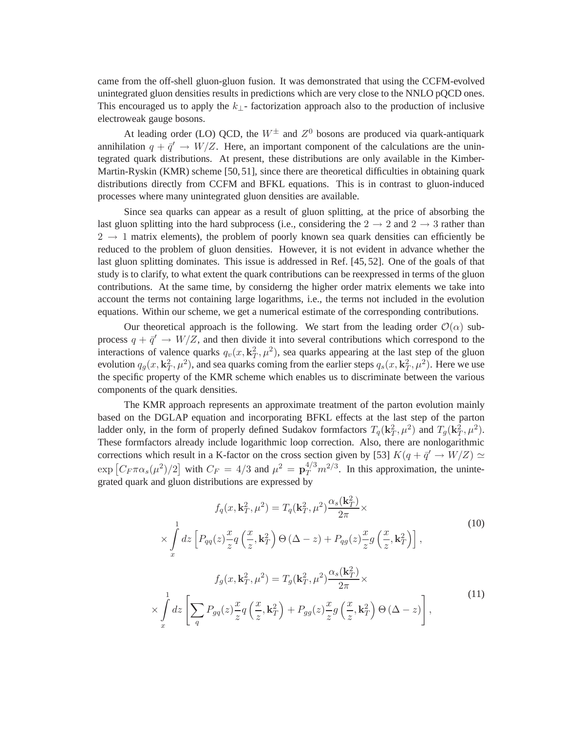came from the off-shell gluon-gluon fusion. It was demonstrated that using the CCFM-evolved unintegrated gluon densities results in predictions which are very close to the NNLO pQCD ones. This encouraged us to apply the $k_\perp$- factorization approach also to the production of inclusive electroweak gauge bosons.

At leading order (LO) QCD, the $W^\pm$ and $Z^0$ bosons are produced via quark-antiquark annihilation $q + \bar{q}' \to W/Z$. Here, an important component of the calculations are the unintegrated quark distributions. At present, these distributions are only available in the Kimber-Martin-Ryskin (KMR) scheme [50, 51], since there are theoretical difficulties in obtaining quark distributions directly from CCFM and BFKL equations. This is in contrast to gluon-induced processes where many unintegrated gluon densities are available.

Since sea quarks can appear as a result of gluon splitting, at the price of absorbing the last gluon splitting into the hard subprocess (i.e., considering the $2 \to 2$ and $2 \to 3$ rather than $2 \to 1$ matrix elements), the problem of poorly known sea quark densities can efficiently be reduced to the problem of gluon densities. However, it is not evident in advance whether the last gluon splitting dominates. This issue is addressed in Ref. [45, 52]. One of the goals of that study is to clarify, to what extent the quark contributions can be reexpressed in terms of the gluon contributions. At the same time, by considerng the higher order matrix elements we take into account the terms not containing large logarithms, i.e., the terms not included in the evolution equations. Within our scheme, we get a numerical estimate of the corresponding contributions.

Our theoretical approach is the following. We start from the leading order $\mathcal{O}(\alpha)$ subprocess $q + \bar{q}' \to W/Z$, and then divide it into several contributions which correspond to the interactions of valence quarks $q_v(x, \mathbf{k}_T^2, \mu^2)$, sea quarks appearing at the last step of the gluon evolution $q_g(x, \mathbf{k}_T^2, \mu^2)$, and sea quarks coming from the earlier steps $q_s(x, \mathbf{k}_T^2, \mu^2)$. Here we use the specific property of the KMR scheme which enables us to discriminate between the various components of the quark densities.

The KMR approach represents an approximate treatment of the parton evolution mainly based on the DGLAP equation and incorporating BFKL effects at the last step of the parton ladder only, in the form of properly defined Sudakov formfactors $T_q(\mathbf{k}_T^2, \mu^2)$ and $T_g(\mathbf{k}_T^2, \mu^2)$. These formfactors already include logarithmic loop correction. Also, there are nonlogarithmic corrections which result in a K-factor on the cross section given by [53] $K(q + \bar{q}' \to W/Z) \simeq \exp\left[C_F \pi \alpha_s(\mu^2)/2\right]$ with $C_F = 4/3$ and $\mu^2 = \mathbf{p}_T^{4/3} m^{2/3}$. In this approximation, the unintegrated quark and gluon distributions are expressed by

$$
\begin{aligned}
f_q(x, \mathbf{k}_T^2, \mu^2) = T_q(\mathbf{k}_T^2, \mu^2) \frac{\alpha_s(\mathbf{k}_T^2)}{2\pi} \times \\
\times \int_x^1 dz \left[ P_{qq}(z) \frac{x}{z} q\left(\frac{x}{z}, \mathbf{k}_T^2\right) \Theta\left(\Delta - z\right) + P_{qg}(z) \frac{x}{z} g\left(\frac{x}{z}, \mathbf{k}_T^2\right) \right],
\end{aligned}
\tag{10}
$$

$$
\begin{aligned}
f_g(x, \mathbf{k}_T^2, \mu^2) = T_g(\mathbf{k}_T^2, \mu^2) \frac{\alpha_s(\mathbf{k}_T^2)}{2\pi} \times \\
\times \int_x^1 dz \left[ \sum_q P_{gq}(z) \frac{x}{z} q\left(\frac{x}{z}, \mathbf{k}_T^2\right) + P_{gg}(z) \frac{x}{z} g\left(\frac{x}{z}, \mathbf{k}_T^2\right) \Theta\left(\Delta - z\right) \right],
\end{aligned}
\tag{11}
$$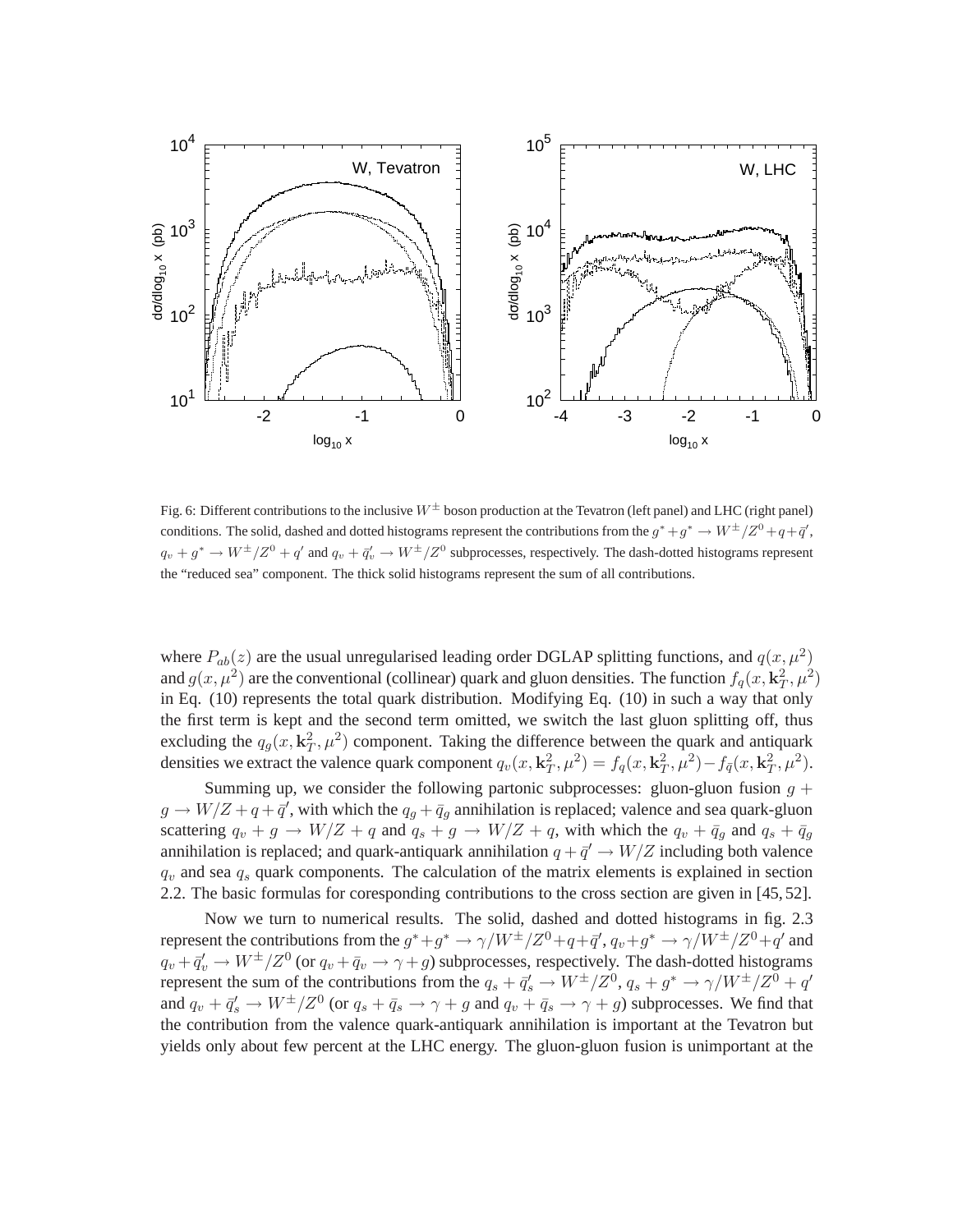Fig. 6: Different contributions to the inclusive $W^{\pm}$ boson production at the Tevatron (left panel) and LHC (right panel) conditions. The solid, dashed and dotted histograms represent the contributions from the $g^* + g^* \to W^{\pm}/Z^0 + q + \bar{q}'$, $q_v + g^* \to W^{\pm}/Z^0 + q'$ and $q_v + \bar{q}'_v \to W^{\pm}/Z^0$ subprocesses, respectively. The dash-dotted histograms represent the "reduced sea" component. The thick solid histograms represent the sum of all contributions.

where $P_{ab}(z)$ are the usual unregularised leading order DGLAP splitting functions, and $q(x, \mu^2)$ and $g(x, \mu^2)$ are the conventional (collinear) quark and gluon densities. The function $f_q(x, \mathbf{k}_T^2, \mu^2)$ in Eq. (10) represents the total quark distribution. Modifying Eq. (10) in such a way that only the first term is kept and the second term omitted, we switch the last gluon splitting off, thus excluding the $q_g(x, \mathbf{k}_T^2, \mu^2)$ component. Taking the difference between the quark and antiquark densities we extract the valence quark component $q_v(x, \mathbf{k}_T^2, \mu^2) = f_q(x, \mathbf{k}_T^2, \mu^2) - f_{\bar{q}}(x, \mathbf{k}_T^2, \mu^2)$.

Summing up, we consider the following partonic subprocesses: gluon-gluon fusion $g + g \to W/Z + q + \bar{q}'$, with which the $q_g + \bar{q}_g$ annihilation is replaced; valence and sea quark-gluon scattering $q_v + g \to W/Z + q$ and $q_s + g \to W/Z + q$, with which the $q_v + \bar{q}_g$ and $q_s + \bar{q}_g$ annihilation is replaced; and quark-antiquark annihilation $q + \bar{q}' \to W/Z$ including both valence $q_v$ and sea $q_s$ quark components. The calculation of the matrix elements is explained in section 2.2. The basic formulas for coresponding contributions to the cross section are given in [45, 52].

Now we turn to numerical results. The solid, dashed and dotted histograms in fig. 2.3 represent the contributions from the $g^* + g^* \to \gamma/W^{\pm}/Z^0 + q + \bar{q}'$, $q_v + g^* \to \gamma/W^{\pm}/Z^0 + q'$ and $q_v + \bar{q}'_v \to W^{\pm}/Z^0$ (or $q_v + \bar{q}_v \to \gamma + g$) subprocesses, respectively. The dash-dotted histograms represent the sum of the contributions from the $q_s + \bar{q}'_s \to W^{\pm}/Z^0$, $q_s + g^* \to \gamma/W^{\pm}/Z^0 + q'$ and $q_v + \bar{q}'_s \to W^{\pm}/Z^0$ (or $q_s + \bar{q}_s \to \gamma + g$ and $q_v + \bar{q}_s \to \gamma + g$) subprocesses. We find that the contribution from the valence quark-antiquark annihilation is important at the Tevatron but yields only about few percent at the LHC energy. The gluon-gluon fusion is unimportant at the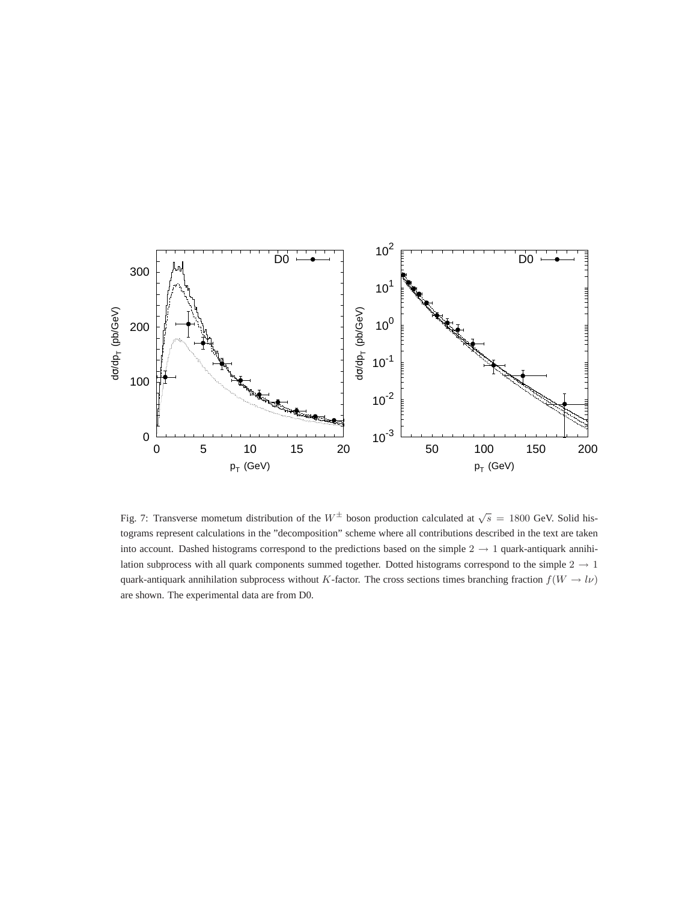Fig. 7: Transverse mometum distribution of the $W^{\pm}$ boson production calculated at $\sqrt{s} = 1800$ GeV. Solid histograms represent calculations in the "decomposition" scheme where all contributions described in the text are taken into account. Dashed histograms correspond to the predictions based on the simple $2 \to 1$ quark-antiquark annihilation subprocess with all quark components summed together. Dotted histograms correspond to the simple $2 \to 1$ quark-antiquark annihilation subprocess without $K$-factor. The cross sections times branching fraction $f(W \to l\nu)$ are shown. The experimental data are from D0.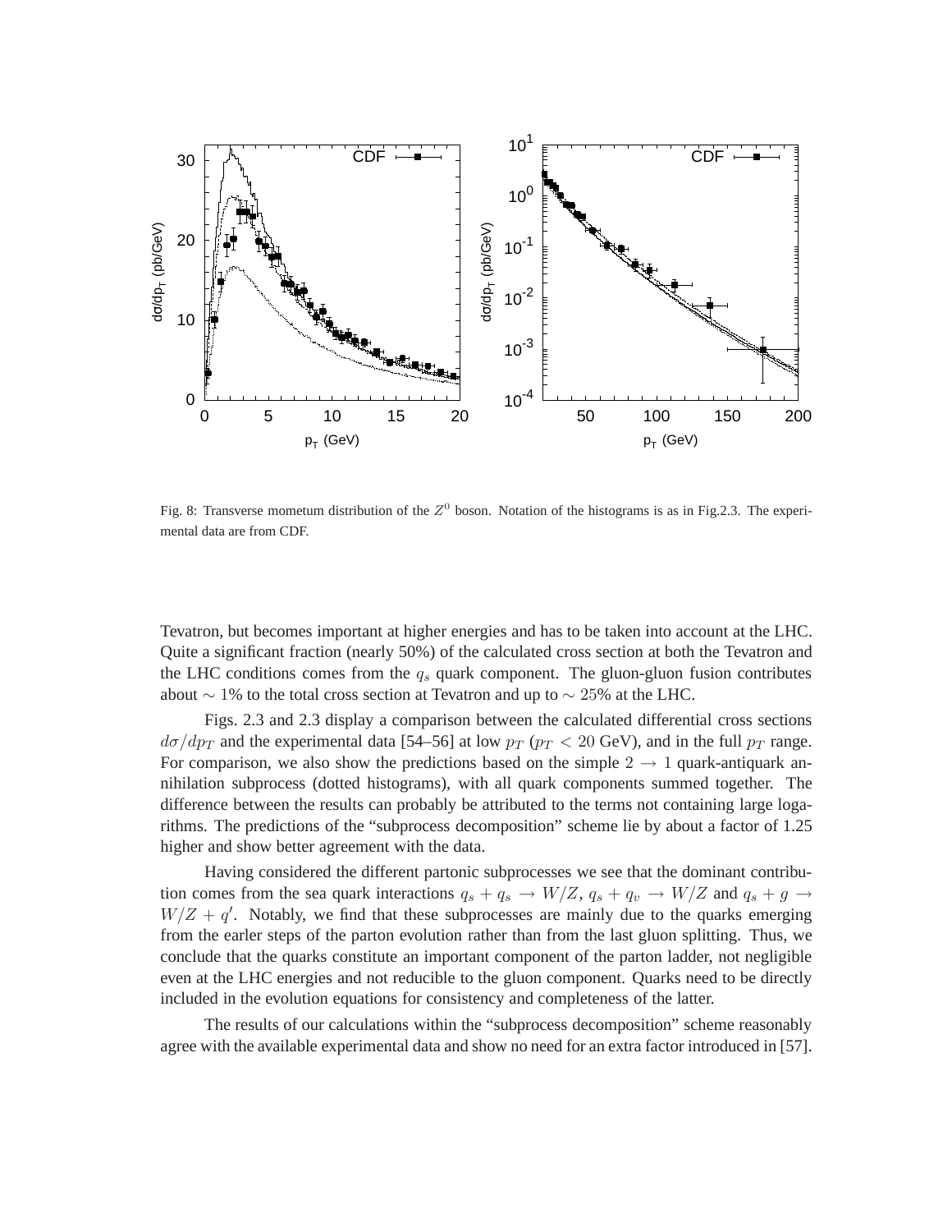Fig. 8: Transverse mometum distribution of the $Z^0$ boson. Notation of the histograms is as in Fig.2.3. The experimental data are from CDF.

Tevatron, but becomes important at higher energies and has to be taken into account at the LHC. Quite a significant fraction (nearly 50%) of the calculated cross section at both the Tevatron and the LHC conditions comes from the $q_s$ quark component. The gluon-gluon fusion contributes about $\sim 1\%$ to the total cross section at Tevatron and up to $\sim 25\%$ at the LHC.

Figs. 2.3 and 2.3 display a comparison between the calculated differential cross sections $d\sigma/dp_T$ and the experimental data [54–56] at low $p_T$ ($p_T < 20$ GeV), and in the full $p_T$ range. For comparison, we also show the predictions based on the simple $2 \to 1$ quark-antiquark annihilation subprocess (dotted histograms), with all quark components summed together. The difference between the results can probably be attributed to the terms not containing large logarithms. The predictions of the "subprocess decomposition" scheme lie by about a factor of 1.25 higher and show better agreement with the data.

Having considered the different partonic subprocesses we see that the dominant contribution comes from the sea quark interactions $q_s + q_s \to W/Z$, $q_s + q_v \to W/Z$ and $q_s + g \to W/Z + q'$. Notably, we find that these subprocesses are mainly due to the quarks emerging from the earler steps of the parton evolution rather than from the last gluon splitting. Thus, we conclude that the quarks constitute an important component of the parton ladder, not negligible even at the LHC energies and not reducible to the gluon component. Quarks need to be directly included in the evolution equations for consistency and completeness of the latter.

The results of our calculations within the "subprocess decomposition" scheme reasonably agree with the available experimental data and show no need for an extra factor introduced in [57].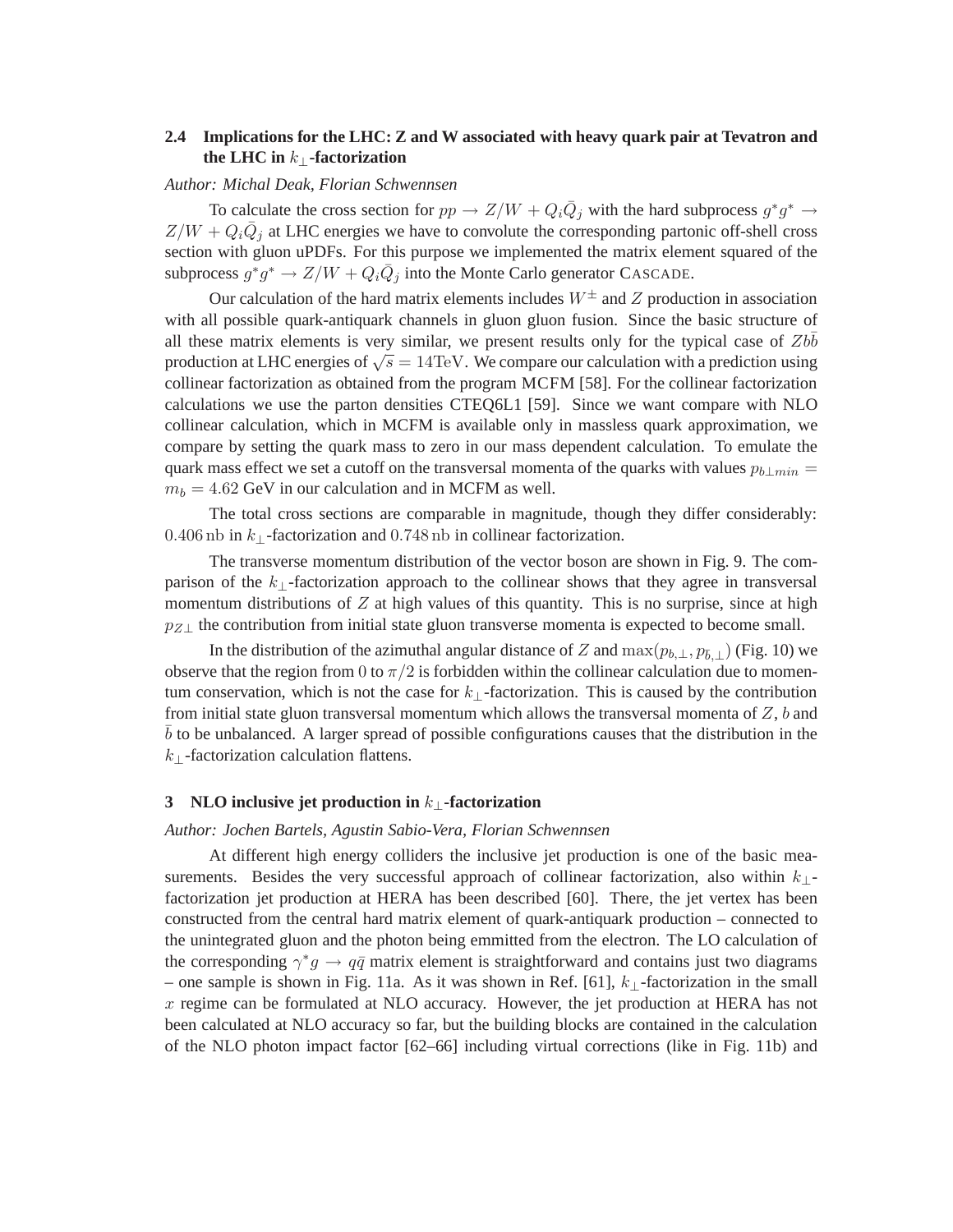### 2.4 Implications for the LHC: Z and W associated with heavy quark pair at Tevatron and the LHC in $k_\perp$-factorization

*Author: Michal Deak, Florian Schwennsen*

To calculate the cross section for $pp \to Z/W + Q_i\bar{Q}_j$ with the hard subprocess $g^*g^* \to Z/W + Q_i\bar{Q}_j$ at LHC energies we have to convolute the corresponding partonic off-shell cross section with gluon uPDFs. For this purpose we implemented the matrix element squared of the subprocess $g^*g^* \to Z/W + Q_i\bar{Q}_j$ into the Monte Carlo generator CASCADE.

Our calculation of the hard matrix elements includes $W^\pm$ and $Z$ production in association with all possible quark-antiquark channels in gluon gluon fusion. Since the basic structure of all these matrix elements is very similar, we present results only for the typical case of $Zb\bar{b}$ production at LHC energies of $\sqrt{s} = 14\text{TeV}$. We compare our calculation with a prediction using collinear factorization as obtained from the program MCFM [58]. For the collinear factorization calculations we use the parton densities CTEQ6L1 [59]. Since we want compare with NLO collinear calculation, which in MCFM is available only in massless quark approximation, we compare by setting the quark mass to zero in our mass dependent calculation. To emulate the quark mass effect we set a cutoff on the transversal momenta of the quarks with values $p_{b\perp min} = m_b = 4.62$ GeV in our calculation and in MCFM as well.

The total cross sections are comparable in magnitude, though they differ considerably: $0.406\,\text{nb}$ in $k_\perp$-factorization and $0.748\,\text{nb}$ in collinear factorization.

The transverse momentum distribution of the vector boson are shown in Fig. 9. The comparison of the $k_\perp$-factorization approach to the collinear shows that they agree in transversal momentum distributions of $Z$ at high values of this quantity. This is no surprise, since at high $p_{Z\perp}$ the contribution from initial state gluon transverse momenta is expected to become small.

In the distribution of the azimuthal angular distance of $Z$ and $\max(p_{b,\perp}, p_{\bar{b},\perp})$ (Fig. 10) we observe that the region from $0$ to $\pi/2$ is forbidden within the collinear calculation due to momentum conservation, which is not the case for $k_\perp$-factorization. This is caused by the contribution from initial state gluon transversal momentum which allows the transversal momenta of $Z$, $b$ and $\bar{b}$ to be unbalanced. A larger spread of possible configurations causes that the distribution in the $k_\perp$-factorization calculation flattens.

## 3 NLO inclusive jet production in $k_\perp$-factorization

*Author: Jochen Bartels, Agustin Sabio-Vera, Florian Schwennsen*

At different high energy colliders the inclusive jet production is one of the basic measurements. Besides the very successful approach of collinear factorization, also within $k_\perp$-factorization jet production at HERA has been described [60]. There, the jet vertex has been constructed from the central hard matrix element of quark-antiquark production – connected to the unintegrated gluon and the photon being emmitted from the electron. The LO calculation of the corresponding $\gamma^* g \to q\bar{q}$ matrix element is straightforward and contains just two diagrams – one sample is shown in Fig. 11a. As it was shown in Ref. [61], $k_\perp$-factorization in the small $x$ regime can be formulated at NLO accuracy. However, the jet production at HERA has not been calculated at NLO accuracy so far, but the building blocks are contained in the calculation of the NLO photon impact factor [62–66] including virtual corrections (like in Fig. 11b) and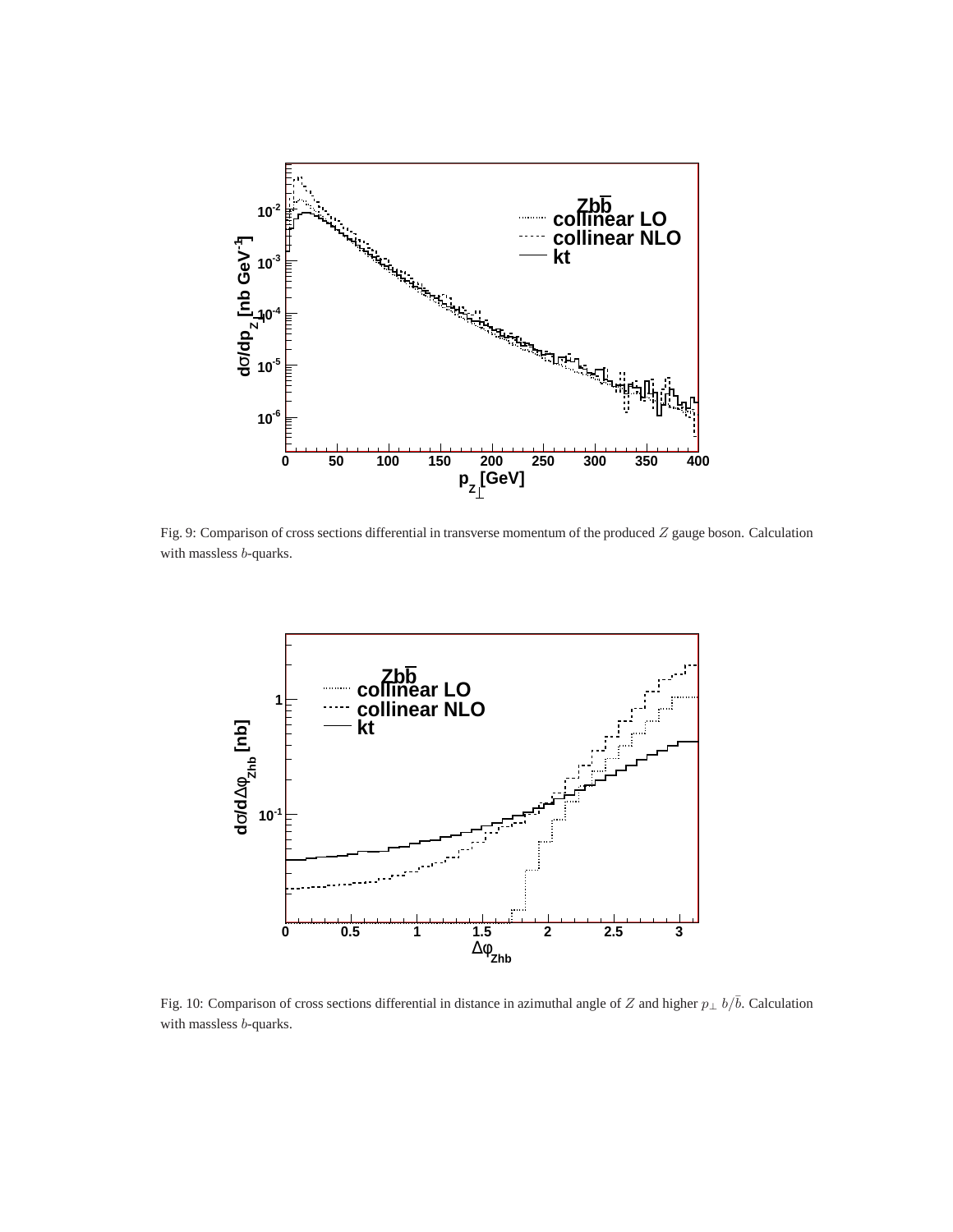Fig. 9: Comparison of cross sections differential in transverse momentum of the produced $Z$ gauge boson. Calculation with massless $b$-quarks.

Fig. 10: Comparison of cross sections differential in distance in azimuthal angle of $Z$ and higher $p_{\perp}$ $b/\bar{b}$. Calculation with massless $b$-quarks.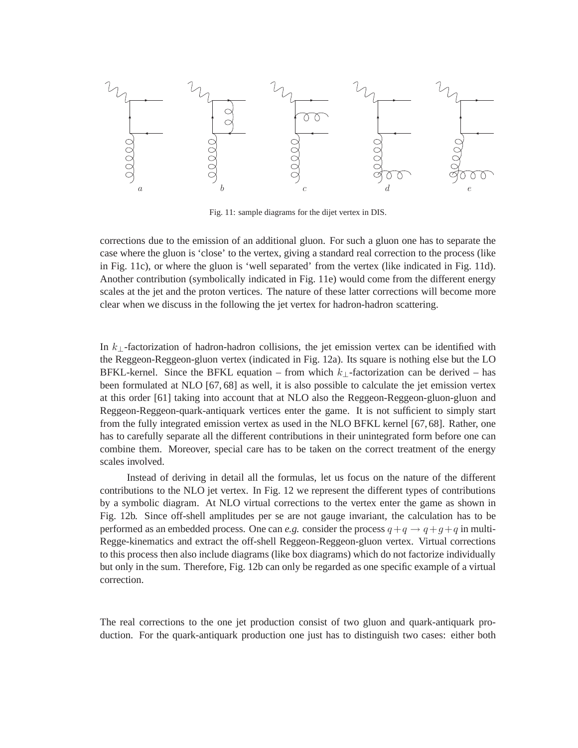Fig. 11: sample diagrams for the dijet vertex in DIS.

corrections due to the emission of an additional gluon. For such a gluon one has to separate the case where the gluon is 'close' to the vertex, giving a standard real correction to the process (like in Fig. 11c), or where the gluon is 'well separated' from the vertex (like indicated in Fig. 11d). Another contribution (symbolically indicated in Fig. 11e) would come from the different energy scales at the jet and the proton vertices. The nature of these latter corrections will become more clear when we discuss in the following the jet vertex for hadron-hadron scattering.

In $k_\perp$-factorization of hadron-hadron collisions, the jet emission vertex can be identified with the Reggeon-Reggeon-gluon vertex (indicated in Fig. 12a). Its square is nothing else but the LO BFKL-kernel. Since the BFKL equation – from which $k_\perp$-factorization can be derived – has been formulated at NLO [67, 68] as well, it is also possible to calculate the jet emission vertex at this order [61] taking into account that at NLO also the Reggeon-Reggeon-gluon-gluon and Reggeon-Reggeon-quark-antiquark vertices enter the game. It is not sufficient to simply start from the fully integrated emission vertex as used in the NLO BFKL kernel [67, 68]. Rather, one has to carefully separate all the different contributions in their unintegrated form before one can combine them. Moreover, special care has to be taken on the correct treatment of the energy scales involved.

Instead of deriving in detail all the formulas, let us focus on the nature of the different contributions to the NLO jet vertex. In Fig. 12 we represent the different types of contributions by a symbolic diagram. At NLO virtual corrections to the vertex enter the game as shown in Fig. 12b. Since off-shell amplitudes per se are not gauge invariant, the calculation has to be performed as an embedded process. One can *e.g.* consider the process $q + q \to q + g + q$ in multi-Regge-kinematics and extract the off-shell Reggeon-Reggeon-gluon vertex. Virtual corrections to this process then also include diagrams (like box diagrams) which do not factorize individually but only in the sum. Therefore, Fig. 12b can only be regarded as one specific example of a virtual correction.

The real corrections to the one jet production consist of two gluon and quark-antiquark production. For the quark-antiquark production one just has to distinguish two cases: either both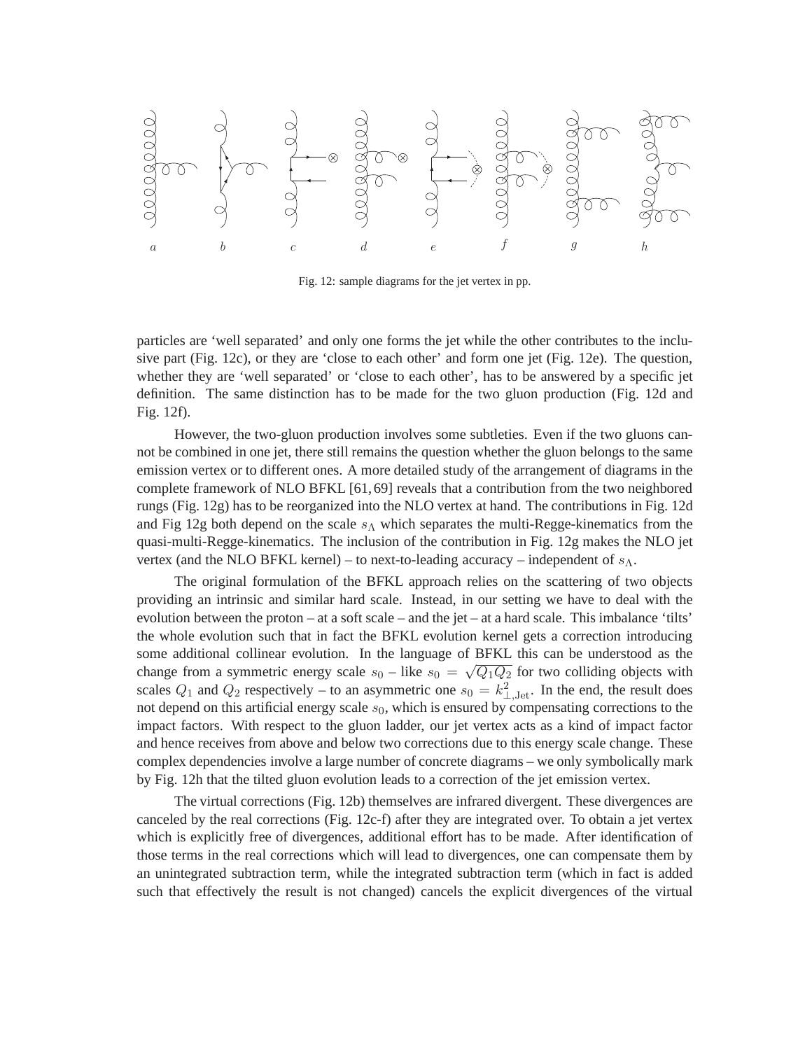Fig. 12: sample diagrams for the jet vertex in pp.

particles are 'well separated' and only one forms the jet while the other contributes to the inclusive part (Fig. 12c), or they are 'close to each other' and form one jet (Fig. 12e). The question, whether they are 'well separated' or 'close to each other', has to be answered by a specific jet definition. The same distinction has to be made for the two gluon production (Fig. 12d and Fig. 12f).

However, the two-gluon production involves some subtleties. Even if the two gluons cannot be combined in one jet, there still remains the question whether the gluon belongs to the same emission vertex or to different ones. A more detailed study of the arrangement of diagrams in the complete framework of NLO BFKL [61, 69] reveals that a contribution from the two neighbored rungs (Fig. 12g) has to be reorganized into the NLO vertex at hand. The contributions in Fig. 12d and Fig 12g both depend on the scale $s_\Lambda$ which separates the multi-Regge-kinematics from the quasi-multi-Regge-kinematics. The inclusion of the contribution in Fig. 12g makes the NLO jet vertex (and the NLO BFKL kernel) – to next-to-leading accuracy – independent of $s_\Lambda$.

The original formulation of the BFKL approach relies on the scattering of two objects providing an intrinsic and similar hard scale. Instead, in our setting we have to deal with the evolution between the proton – at a soft scale – and the jet – at a hard scale. This imbalance 'tilts' the whole evolution such that in fact the BFKL evolution kernel gets a correction introducing some additional collinear evolution. In the language of BFKL this can be understood as the change from a symmetric energy scale $s_0$ – like $s_0 = \sqrt{Q_1 Q_2}$ for two colliding objects with scales $Q_1$ and $Q_2$ respectively – to an asymmetric one $s_0 = k^2_{\perp,\mathrm{Jet}}$. In the end, the result does not depend on this artificial energy scale $s_0$, which is ensured by compensating corrections to the impact factors. With respect to the gluon ladder, our jet vertex acts as a kind of impact factor and hence receives from above and below two corrections due to this energy scale change. These complex dependencies involve a large number of concrete diagrams – we only symbolically mark by Fig. 12h that the tilted gluon evolution leads to a correction of the jet emission vertex.

The virtual corrections (Fig. 12b) themselves are infrared divergent. These divergences are canceled by the real corrections (Fig. 12c-f) after they are integrated over. To obtain a jet vertex which is explicitly free of divergences, additional effort has to be made. After identification of those terms in the real corrections which will lead to divergences, one can compensate them by an unintegrated subtraction term, while the integrated subtraction term (which in fact is added such that effectively the result is not changed) cancels the explicit divergences of the virtual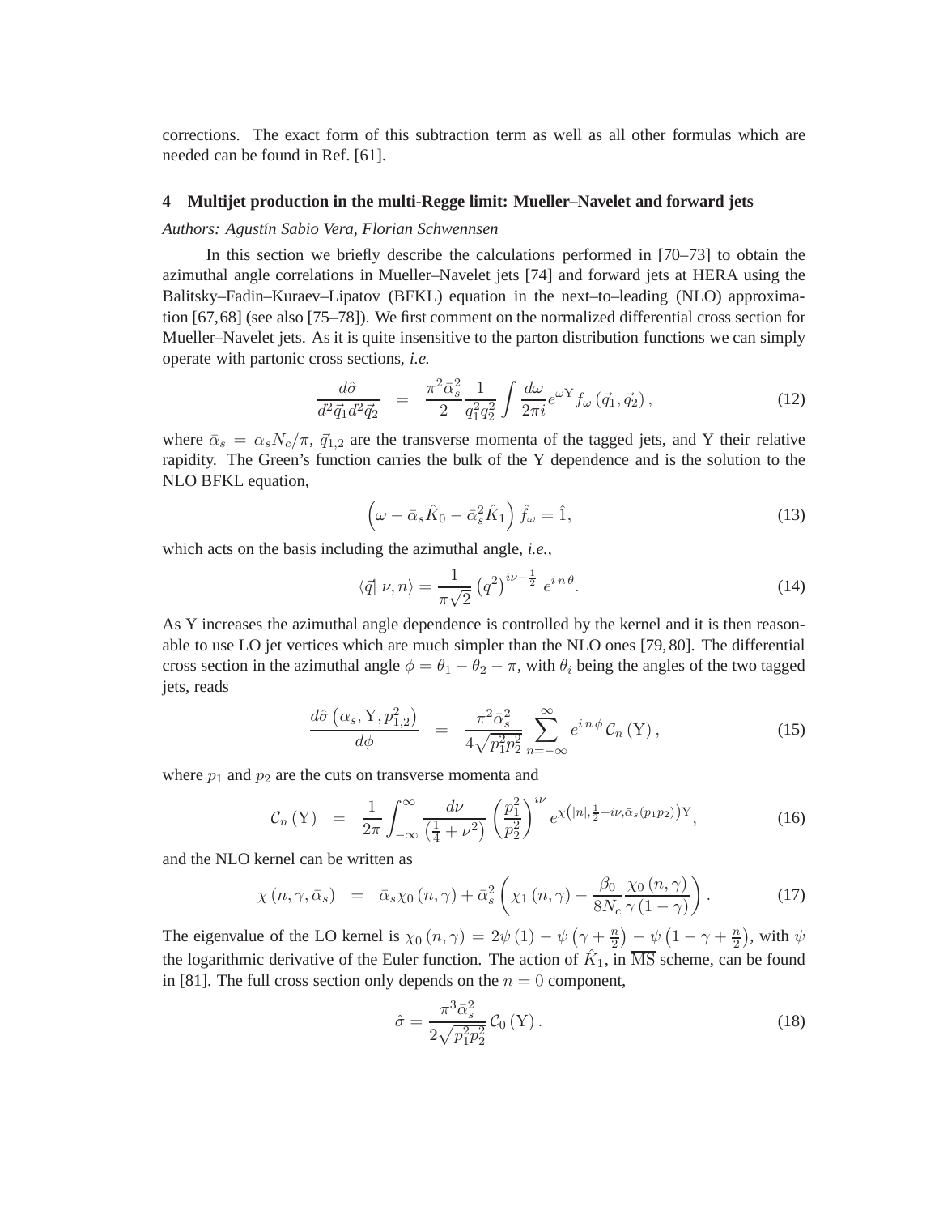corrections. The exact form of this subtraction term as well as all other formulas which are needed can be found in Ref. [61].

## 4 Multijet production in the multi-Regge limit: Mueller–Navelet and forward jets

*Authors: Agustín Sabio Vera, Florian Schwennsen*

In this section we briefly describe the calculations performed in [70–73] to obtain the azimuthal angle correlations in Mueller–Navelet jets [74] and forward jets at HERA using the Balitsky–Fadin–Kuraev–Lipatov (BFKL) equation in the next–to–leading (NLO) approximation [67,68] (see also [75–78]). We first comment on the normalized differential cross section for Mueller–Navelet jets. As it is quite insensitive to the parton distribution functions we can simply operate with partonic cross sections, *i.e.*

$$\frac{d\hat{\sigma}}{d^2\vec{q}_1 d^2\vec{q}_2} = \frac{\pi^2 \bar{\alpha}_s^2}{2} \frac{1}{q_1^2 q_2^2} \int \frac{d\omega}{2\pi i} e^{\omega \mathrm{Y}} f_\omega \left(\vec{q}_1, \vec{q}_2\right), \tag{12}$$

where $\bar{\alpha}_s = \alpha_s N_c/\pi$, $\vec{q}_{1,2}$ are the transverse momenta of the tagged jets, and Y their relative rapidity. The Green's function carries the bulk of the Y dependence and is the solution to the NLO BFKL equation,

$$\left(\omega - \bar{\alpha}_s \hat{K}_0 - \bar{\alpha}_s^2 \hat{K}_1\right) \hat{f}_\omega = \hat{1}, \tag{13}$$

which acts on the basis including the azimuthal angle, *i.e.*,

$$\langle \vec{q} |\, \nu, n \rangle = \frac{1}{\pi\sqrt{2}} \left(q^2\right)^{i\nu - \frac{1}{2}} e^{i\,n\,\theta}. \tag{14}$$

As Y increases the azimuthal angle dependence is controlled by the kernel and it is then reasonable to use LO jet vertices which are much simpler than the NLO ones [79, 80]. The differential cross section in the azimuthal angle $\phi = \theta_1 - \theta_2 - \pi$, with $\theta_i$ being the angles of the two tagged jets, reads

$$\frac{d\hat{\sigma}\left(\alpha_s, \mathrm{Y}, p_{1,2}^2\right)}{d\phi} = \frac{\pi^2 \bar{\alpha}_s^2}{4\sqrt{p_1^2 p_2^2}} \sum_{n=-\infty}^{\infty} e^{i\,n\,\phi}\, \mathcal{C}_n\left(\mathrm{Y}\right), \tag{15}$$

where $p_1$ and $p_2$ are the cuts on transverse momenta and

$$\mathcal{C}_n\left(\mathrm{Y}\right) = \frac{1}{2\pi} \int_{-\infty}^{\infty} \frac{d\nu}{\left(\frac{1}{4} + \nu^2\right)} \left(\frac{p_1^2}{p_2^2}\right)^{i\nu} e^{\chi\left(|n|, \frac{1}{2} + i\nu, \bar{\alpha}_s(p_1 p_2)\right)\mathrm{Y}}, \tag{16}$$

and the NLO kernel can be written as

$$\chi\left(n, \gamma, \bar{\alpha}_s\right) = \bar{\alpha}_s \chi_0\left(n, \gamma\right) + \bar{\alpha}_s^2 \left(\chi_1\left(n, \gamma\right) - \frac{\beta_0}{8N_c} \frac{\chi_0\left(n, \gamma\right)}{\gamma\left(1 - \gamma\right)}\right). \tag{17}$$

The eigenvalue of the LO kernel is $\chi_0\left(n, \gamma\right) = 2\psi\left(1\right) - \psi\left(\gamma + \frac{n}{2}\right) - \psi\left(1 - \gamma + \frac{n}{2}\right)$, with $\psi$ the logarithmic derivative of the Euler function. The action of $\hat{K}_1$, in $\overline{\mathrm{MS}}$ scheme, can be found in [81]. The full cross section only depends on the $n = 0$ component,

$$\hat{\sigma} = \frac{\pi^3 \bar{\alpha}_s^2}{2\sqrt{p_1^2 p_2^2}}\, \mathcal{C}_0\left(\mathrm{Y}\right). \tag{18}$$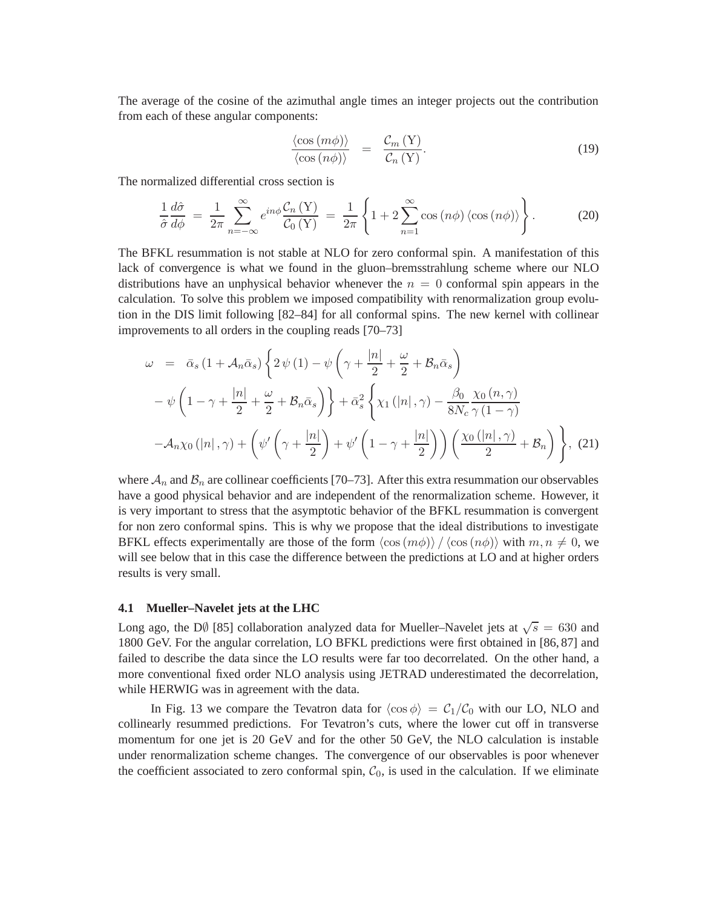The average of the cosine of the azimuthal angle times an integer projects out the contribution from each of these angular components:

$$
\frac{\langle \cos(m\phi) \rangle}{\langle \cos(n\phi) \rangle} \;=\; \frac{\mathcal{C}_m(\mathrm{Y})}{\mathcal{C}_n(\mathrm{Y})}. \tag{19}
$$

The normalized differential cross section is

$$
\frac{1}{\hat{\sigma}} \frac{d\hat{\sigma}}{d\phi} \;=\; \frac{1}{2\pi} \sum_{n=-\infty}^{\infty} e^{in\phi} \frac{\mathcal{C}_n(\mathrm{Y})}{\mathcal{C}_0(\mathrm{Y})} \;=\; \frac{1}{2\pi} \left\{ 1 + 2 \sum_{n=1}^{\infty} \cos(n\phi) \langle \cos(n\phi) \rangle \right\}. \tag{20}
$$

The BFKL resummation is not stable at NLO for zero conformal spin. A manifestation of this lack of convergence is what we found in the gluon–bremsstrahlung scheme where our NLO distributions have an unphysical behavior whenever the $n = 0$ conformal spin appears in the calculation. To solve this problem we imposed compatibility with renormalization group evolution in the DIS limit following [82–84] for all conformal spins. The new kernel with collinear improvements to all orders in the coupling reads [70–73]

$$
\begin{aligned}
\omega \;&=\; \bar{\alpha}_s \left(1 + \mathcal{A}_n \bar{\alpha}_s\right) \left\{ 2\,\psi(1) - \psi\left(\gamma + \frac{|n|}{2} + \frac{\omega}{2} + \mathcal{B}_n \bar{\alpha}_s\right) \right. \\
&\quad \left. - \,\psi\left(1 - \gamma + \frac{|n|}{2} + \frac{\omega}{2} + \mathcal{B}_n \bar{\alpha}_s\right) \right\} + \bar{\alpha}_s^2 \left\{ \chi_1(|n|, \gamma) - \frac{\beta_0}{8N_c} \frac{\chi_0(n, \gamma)}{\gamma(1-\gamma)} \right. \\
&\quad \left. - \mathcal{A}_n \chi_0(|n|, \gamma) + \left( \psi'\left(\gamma + \frac{|n|}{2}\right) + \psi'\left(1 - \gamma + \frac{|n|}{2}\right) \right) \left( \frac{\chi_0(|n|, \gamma)}{2} + \mathcal{B}_n \right) \right\},
\end{aligned} \tag{21}
$$

where $\mathcal{A}_n$ and $\mathcal{B}_n$ are collinear coefficients [70–73]. After this extra resummation our observables have a good physical behavior and are independent of the renormalization scheme. However, it is very important to stress that the asymptotic behavior of the BFKL resummation is convergent for non zero conformal spins. This is why we propose that the ideal distributions to investigate BFKL effects experimentally are those of the form $\langle \cos(m\phi) \rangle / \langle \cos(n\phi) \rangle$ with $m, n \neq 0$, we will see below that in this case the difference between the predictions at LO and at higher orders results is very small.

### 4.1 Mueller–Navelet jets at the LHC

Long ago, the D∅ [85] collaboration analyzed data for Mueller–Navelet jets at $\sqrt{s} = 630$ and 1800 GeV. For the angular correlation, LO BFKL predictions were first obtained in [86, 87] and failed to describe the data since the LO results were far too decorrelated. On the other hand, a more conventional fixed order NLO analysis using JETRAD underestimated the decorrelation, while HERWIG was in agreement with the data.

In Fig. 13 we compare the Tevatron data for $\langle \cos\phi \rangle = \mathcal{C}_1/\mathcal{C}_0$ with our LO, NLO and collinearly resummed predictions. For Tevatron's cuts, where the lower cut off in transverse momentum for one jet is 20 GeV and for the other 50 GeV, the NLO calculation is instable under renormalization scheme changes. The convergence of our observables is poor whenever the coefficient associated to zero conformal spin, $\mathcal{C}_0$, is used in the calculation. If we eliminate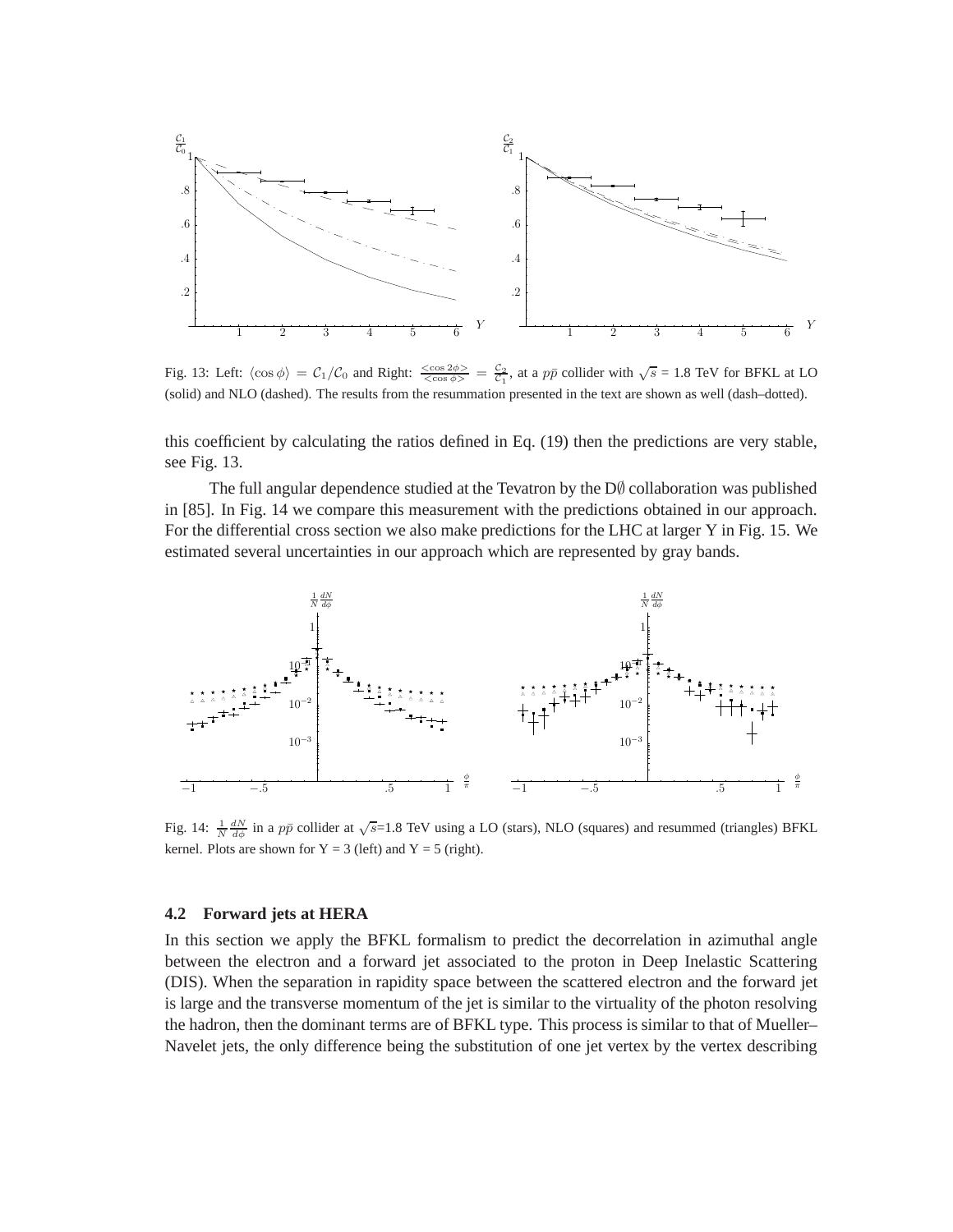Fig. 13: Left: $\langle \cos \phi \rangle = \mathcal{C}_1/\mathcal{C}_0$ and Right: $\frac{<\cos 2\phi>}{<\cos \phi>} = \frac{\mathcal{C}_2}{\mathcal{C}_1}$, at a $p\bar{p}$ collider with $\sqrt{s}$ = 1.8 TeV for BFKL at LO (solid) and NLO (dashed). The results from the resummation presented in the text are shown as well (dash–dotted).

this coefficient by calculating the ratios defined in Eq. (19) then the predictions are very stable, see Fig. 13.

The full angular dependence studied at the Tevatron by the D∅ collaboration was published in [85]. In Fig. 14 we compare this measurement with the predictions obtained in our approach. For the differential cross section we also make predictions for the LHC at larger Y in Fig. 15. We estimated several uncertainties in our approach which are represented by gray bands.

Fig. 14: $\frac{1}{N}\frac{dN}{d\phi}$ in a $p\bar{p}$ collider at $\sqrt{s}$=1.8 TeV using a LO (stars), NLO (squares) and resummed (triangles) BFKL kernel. Plots are shown for Y = 3 (left) and Y = 5 (right).

### 4.2 Forward jets at HERA

In this section we apply the BFKL formalism to predict the decorrelation in azimuthal angle between the electron and a forward jet associated to the proton in Deep Inelastic Scattering (DIS). When the separation in rapidity space between the scattered electron and the forward jet is large and the transverse momentum of the jet is similar to the virtuality of the photon resolving the hadron, then the dominant terms are of BFKL type. This process is similar to that of Mueller–Navelet jets, the only difference being the substitution of one jet vertex by the vertex describing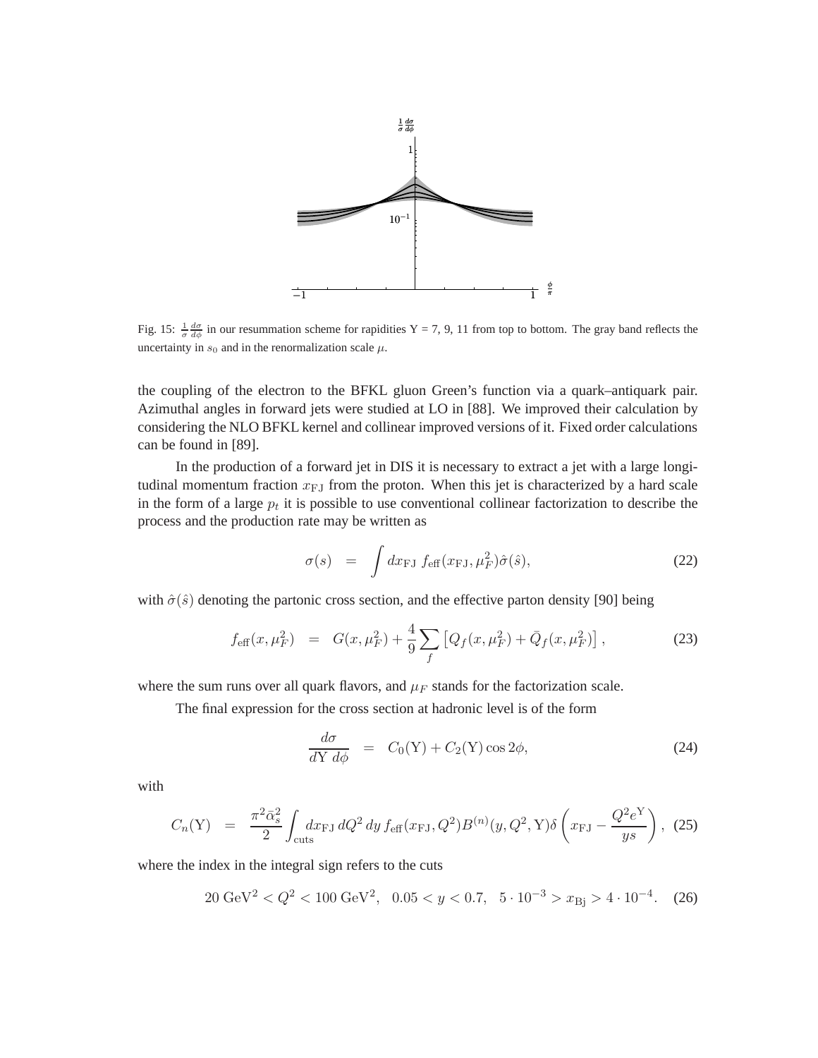Fig. 15: $\frac{1}{\sigma}\frac{d\sigma}{d\phi}$ in our resummation scheme for rapidities Y = 7, 9, 11 from top to bottom. The gray band reflects the uncertainty in $s_0$ and in the renormalization scale $\mu$.

the coupling of the electron to the BFKL gluon Green's function via a quark–antiquark pair. Azimuthal angles in forward jets were studied at LO in [88]. We improved their calculation by considering the NLO BFKL kernel and collinear improved versions of it. Fixed order calculations can be found in [89].

In the production of a forward jet in DIS it is necessary to extract a jet with a large longitudinal momentum fraction $x_{\rm FJ}$ from the proton. When this jet is characterized by a hard scale in the form of a large $p_t$ it is possible to use conventional collinear factorization to describe the process and the production rate may be written as

$$\sigma(s) \;\; = \;\; \int dx_{\rm FJ} \, f_{\rm eff}(x_{\rm FJ}, \mu_F^2) \hat{\sigma}(\hat{s}), \tag{22}$$

with $\hat{\sigma}(\hat{s})$ denoting the partonic cross section, and the effective parton density [90] being

$$f_{\rm eff}(x, \mu_F^2) \;\; = \;\; G(x, \mu_F^2) + \frac{4}{9} \sum_f \left[ Q_f(x, \mu_F^2) + \bar{Q}_f(x, \mu_F^2) \right], \tag{23}$$

where the sum runs over all quark flavors, and $\mu_F$ stands for the factorization scale.

The final expression for the cross section at hadronic level is of the form

$$\frac{d\sigma}{d{\rm Y} \, d\phi} \;\; = \;\; C_0({\rm Y}) + C_2({\rm Y}) \cos 2\phi, \tag{24}$$

with

$$C_n({\rm Y}) \;\; = \;\; \frac{\pi^2 \bar{\alpha}_s^2}{2} \int_{\rm cuts} dx_{\rm FJ} \, dQ^2 \, dy \, f_{\rm eff}(x_{\rm FJ}, Q^2) B^{(n)}(y, Q^2, {\rm Y}) \delta \left( x_{\rm FJ} - \frac{Q^2 e^{\rm Y}}{ys} \right), \tag{25}$$

where the index in the integral sign refers to the cuts

$$20 \; {\rm GeV}^2 < Q^2 < 100 \; {\rm GeV}^2, \quad 0.05 < y < 0.7, \quad 5 \cdot 10^{-3} > x_{\rm Bj} > 4 \cdot 10^{-4}. \tag{26}$$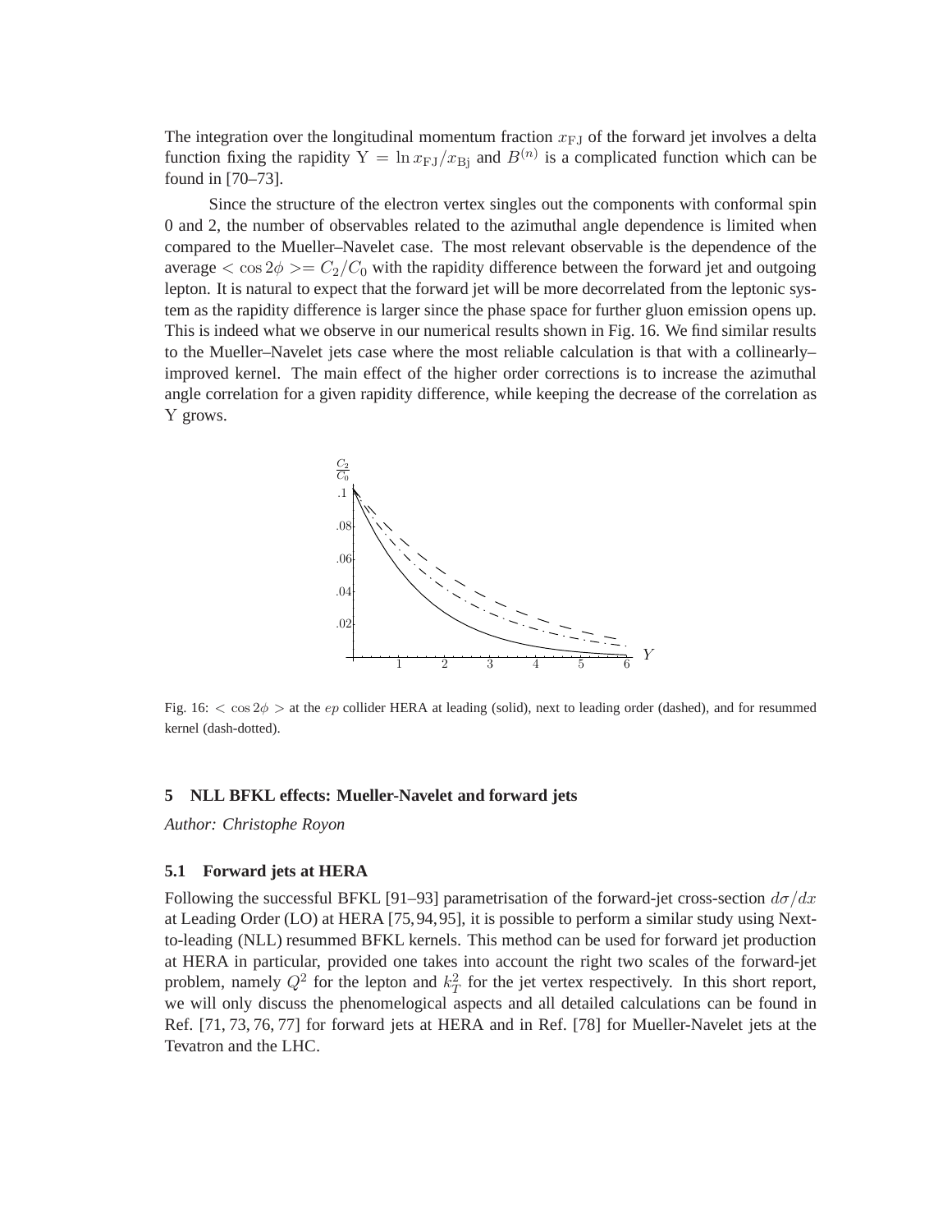The integration over the longitudinal momentum fraction $x_{\rm FJ}$ of the forward jet involves a delta function fixing the rapidity $\mathrm{Y} = \ln x_{\rm FJ}/x_{\rm Bj}$ and $B^{(n)}$ is a complicated function which can be found in [70–73].

Since the structure of the electron vertex singles out the components with conformal spin 0 and 2, the number of observables related to the azimuthal angle dependence is limited when compared to the Mueller–Navelet case. The most relevant observable is the dependence of the average $< \cos 2\phi >= C_2/C_0$ with the rapidity difference between the forward jet and outgoing lepton. It is natural to expect that the forward jet will be more decorrelated from the leptonic system as the rapidity difference is larger since the phase space for further gluon emission opens up. This is indeed what we observe in our numerical results shown in Fig. 16. We find similar results to the Mueller–Navelet jets case where the most reliable calculation is that with a collinearly–improved kernel. The main effect of the higher order corrections is to increase the azimuthal angle correlation for a given rapidity difference, while keeping the decrease of the correlation as Y grows.

Fig. 16: $< \cos 2\phi >$ at the $ep$ collider HERA at leading (solid), next to leading order (dashed), and for resummed kernel (dash-dotted).

## 5 NLL BFKL effects: Mueller-Navelet and forward jets

*Author: Christophe Royon*

### 5.1 Forward jets at HERA

Following the successful BFKL [91–93] parametrisation of the forward-jet cross-section $d\sigma/dx$ at Leading Order (LO) at HERA [75, 94, 95], it is possible to perform a similar study using Next-to-leading (NLL) resummed BFKL kernels. This method can be used for forward jet production at HERA in particular, provided one takes into account the right two scales of the forward-jet problem, namely $Q^2$ for the lepton and $k_T^2$ for the jet vertex respectively. In this short report, we will only discuss the phenomelogical aspects and all detailed calculations can be found in Ref. [71, 73, 76, 77] for forward jets at HERA and in Ref. [78] for Mueller-Navelet jets at the Tevatron and the LHC.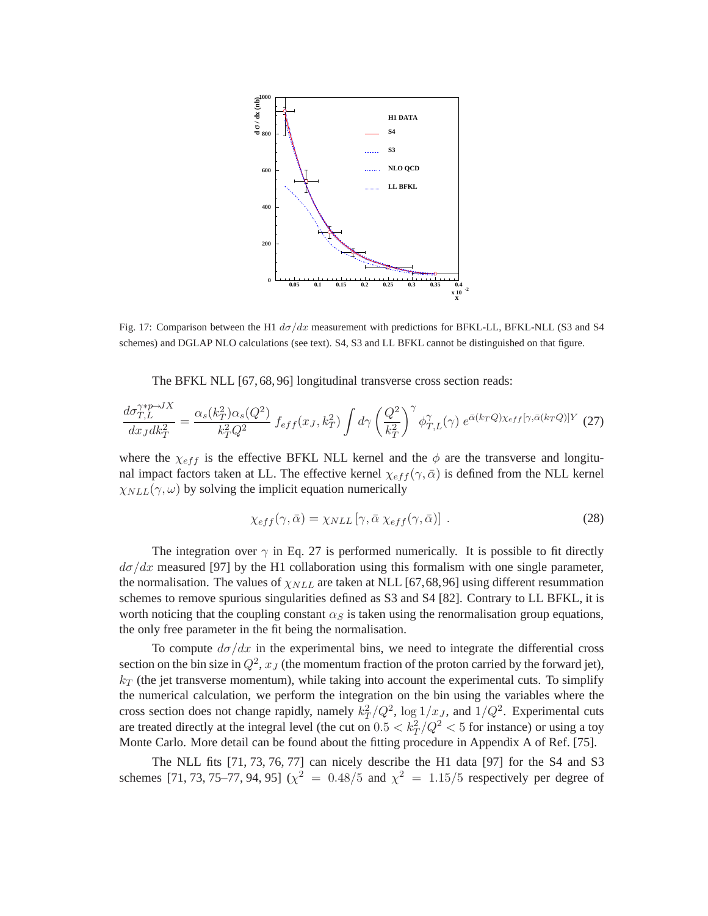Fig. 17: Comparison between the H1 $d\sigma/dx$ measurement with predictions for BFKL-LL, BFKL-NLL (S3 and S4 schemes) and DGLAP NLO calculations (see text). S4, S3 and LL BFKL cannot be distinguished on that figure.

The BFKL NLL [67, 68, 96] longitudinal transverse cross section reads:

$$\frac{d\sigma_{T,L}^{\gamma*p\to JX}}{dx_J dk_T^2} = \frac{\alpha_s(k_T^2)\alpha_s(Q^2)}{k_T^2 Q^2} f_{eff}(x_J, k_T^2) \int d\gamma \left(\frac{Q^2}{k_T^2}\right)^{\gamma} \phi_{T,L}^{\gamma}(\gamma)\, e^{\bar{\alpha}(k_T Q)\chi_{eff}[\gamma,\bar{\alpha}(k_T Q)]Y} \quad (27)$$

where the $\chi_{eff}$ is the effective BFKL NLL kernel and the $\phi$ are the transverse and longitunal impact factors taken at LL. The effective kernel $\chi_{eff}(\gamma, \bar{\alpha})$ is defined from the NLL kernel $\chi_{NLL}(\gamma, \omega)$ by solving the implicit equation numerically

$$\chi_{eff}(\gamma, \bar{\alpha}) = \chi_{NLL}\left[\gamma, \bar{\alpha}\, \chi_{eff}(\gamma, \bar{\alpha})\right] . \quad (28)$$

The integration over $\gamma$ in Eq. 27 is performed numerically. It is possible to fit directly $d\sigma/dx$ measured [97] by the H1 collaboration using this formalism with one single parameter, the normalisation. The values of $\chi_{NLL}$ are taken at NLL [67, 68, 96] using different resummation schemes to remove spurious singularities defined as S3 and S4 [82]. Contrary to LL BFKL, it is worth noticing that the coupling constant $\alpha_S$ is taken using the renormalisation group equations, the only free parameter in the fit being the normalisation.

To compute $d\sigma/dx$ in the experimental bins, we need to integrate the differential cross section on the bin size in $Q^2$, $x_J$ (the momentum fraction of the proton carried by the forward jet), $k_T$ (the jet transverse momentum), while taking into account the experimental cuts. To simplify the numerical calculation, we perform the integration on the bin using the variables where the cross section does not change rapidly, namely $k_T^2/Q^2$, $\log 1/x_J$, and $1/Q^2$. Experimental cuts are treated directly at the integral level (the cut on $0.5 < k_T^2/Q^2 < 5$ for instance) or using a toy Monte Carlo. More detail can be found about the fitting procedure in Appendix A of Ref. [75].

The NLL fits [71, 73, 76, 77] can nicely describe the H1 data [97] for the S4 and S3 schemes [71, 73, 75–77, 94, 95] ($\chi^2 = 0.48/5$ and $\chi^2 = 1.15/5$ respectively per degree of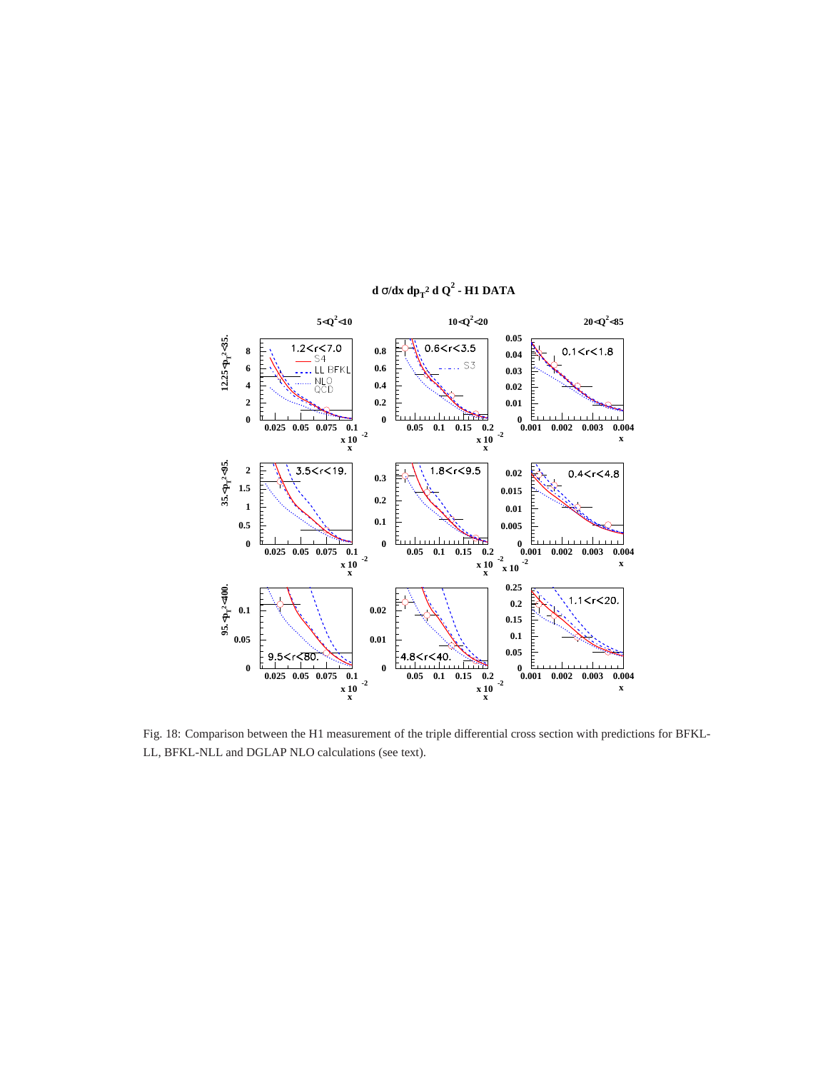Fig. 18: Comparison between the H1 measurement of the triple differential cross section with predictions for BFKL-LL, BFKL-NLL and DGLAP NLO calculations (see text).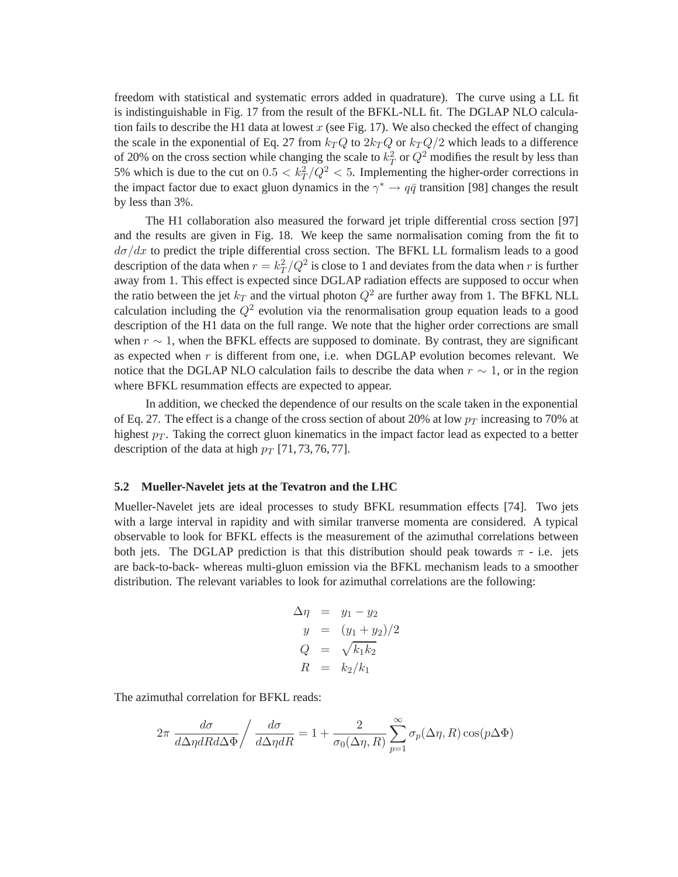freedom with statistical and systematic errors added in quadrature). The curve using a LL fit is indistinguishable in Fig. 17 from the result of the BFKL-NLL fit. The DGLAP NLO calculation fails to describe the H1 data at lowest $x$ (see Fig. 17). We also checked the effect of changing the scale in the exponential of Eq. 27 from $k_T Q$ to $2k_T Q$ or $k_T Q/2$ which leads to a difference of 20% on the cross section while changing the scale to $k_T^2$ or $Q^2$ modifies the result by less than 5% which is due to the cut on $0.5 < k_T^2/Q^2 < 5$. Implementing the higher-order corrections in the impact factor due to exact gluon dynamics in the $\gamma^* \to q\bar{q}$ transition [98] changes the result by less than 3%.

The H1 collaboration also measured the forward jet triple differential cross section [97] and the results are given in Fig. 18. We keep the same normalisation coming from the fit to $d\sigma/dx$ to predict the triple differential cross section. The BFKL LL formalism leads to a good description of the data when $r = k_T^2/Q^2$ is close to 1 and deviates from the data when $r$ is further away from 1. This effect is expected since DGLAP radiation effects are supposed to occur when the ratio between the jet $k_T$ and the virtual photon $Q^2$ are further away from 1. The BFKL NLL calculation including the $Q^2$ evolution via the renormalisation group equation leads to a good description of the H1 data on the full range. We note that the higher order corrections are small when $r \sim 1$, when the BFKL effects are supposed to dominate. By contrast, they are significant as expected when $r$ is different from one, i.e. when DGLAP evolution becomes relevant. We notice that the DGLAP NLO calculation fails to describe the data when $r \sim 1$, or in the region where BFKL resummation effects are expected to appear.

In addition, we checked the dependence of our results on the scale taken in the exponential of Eq. 27. The effect is a change of the cross section of about 20% at low $p_T$ increasing to 70% at highest $p_T$. Taking the correct gluon kinematics in the impact factor lead as expected to a better description of the data at high $p_T$ [71, 73, 76, 77].

### 5.2 Mueller-Navelet jets at the Tevatron and the LHC

Mueller-Navelet jets are ideal processes to study BFKL resummation effects [74]. Two jets with a large interval in rapidity and with similar tranverse momenta are considered. A typical observable to look for BFKL effects is the measurement of the azimuthal correlations between both jets. The DGLAP prediction is that this distribution should peak towards $\pi$ - i.e. jets are back-to-back- whereas multi-gluon emission via the BFKL mechanism leads to a smoother distribution. The relevant variables to look for azimuthal correlations are the following:

$$
\begin{aligned}
\Delta\eta &= y_1 - y_2 \\
y &= (y_1 + y_2)/2 \\
Q &= \sqrt{k_1 k_2} \\
R &= k_2/k_1
\end{aligned}
$$

The azimuthal correlation for BFKL reads:

$$
2\pi \, \frac{d\sigma}{d\Delta\eta dR d\Delta\Phi} \bigg/ \frac{d\sigma}{d\Delta\eta dR} = 1 + \frac{2}{\sigma_0(\Delta\eta, R)} \sum_{p=1}^{\infty} \sigma_p(\Delta\eta, R) \cos(p\Delta\Phi)
$$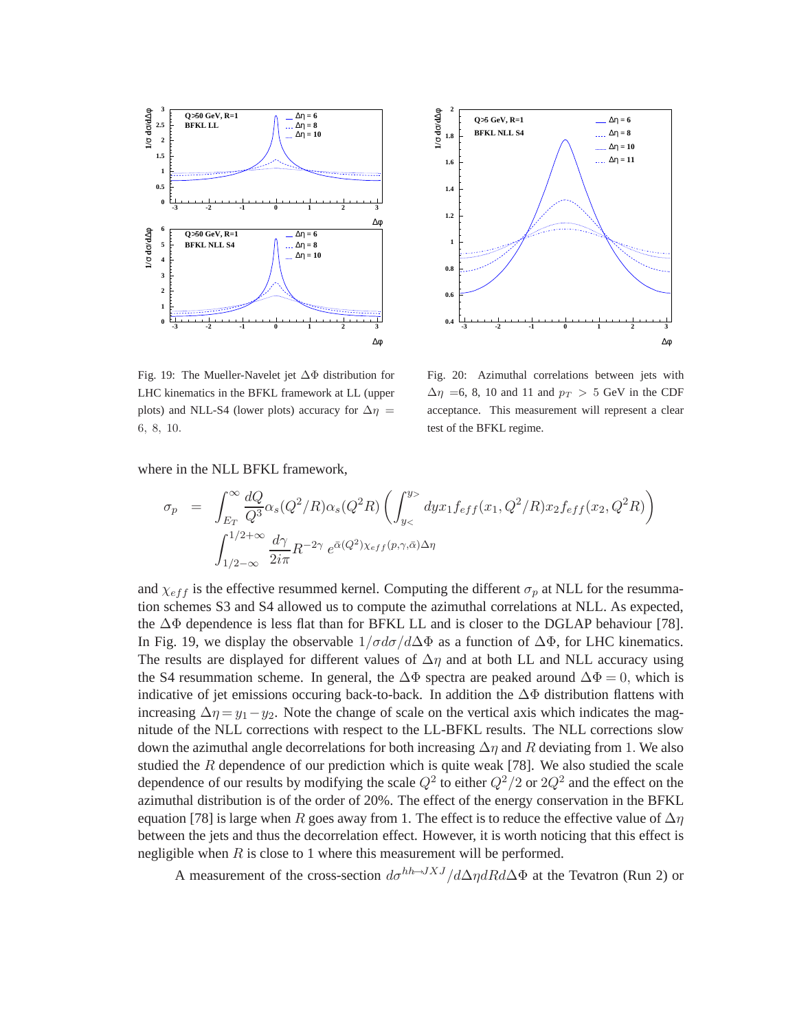Fig. 19: The Mueller-Navelet jet $\Delta\Phi$ distribution for LHC kinematics in the BFKL framework at LL (upper plots) and NLL-S4 (lower plots) accuracy for $\Delta\eta = 6, 8, 10$.

Fig. 20: Azimuthal correlations between jets with $\Delta\eta$ =6, 8, 10 and 11 and $p_T > 5$ GeV in the CDF acceptance. This measurement will represent a clear test of the BFKL regime.

where in the NLL BFKL framework,

$$
\sigma_p = \int_{E_T}^{\infty} \frac{dQ}{Q^3} \alpha_s(Q^2/R) \alpha_s(Q^2 R) \left( \int_{y_<}^{y_>} dy x_1 f_{eff}(x_1, Q^2/R) x_2 f_{eff}(x_2, Q^2 R) \right) \int_{1/2-\infty}^{1/2+\infty} \frac{d\gamma}{2i\pi} R^{-2\gamma} \, e^{\bar{\alpha}(Q^2)\chi_{eff}(p,\gamma,\bar{\alpha})\Delta\eta}
$$

and $\chi_{eff}$ is the effective resummed kernel. Computing the different $\sigma_p$ at NLL for the resummation schemes S3 and S4 allowed us to compute the azimuthal correlations at NLL. As expected, the $\Delta\Phi$ dependence is less flat than for BFKL LL and is closer to the DGLAP behaviour [78]. In Fig. 19, we display the observable $1/\sigma d\sigma/d\Delta\Phi$ as a function of $\Delta\Phi$, for LHC kinematics. The results are displayed for different values of $\Delta\eta$ and at both LL and NLL accuracy using the S4 resummation scheme. In general, the $\Delta\Phi$ spectra are peaked around $\Delta\Phi = 0$, which is indicative of jet emissions occuring back-to-back. In addition the $\Delta\Phi$ distribution flattens with increasing $\Delta\eta = y_1 - y_2$. Note the change of scale on the vertical axis which indicates the magnitude of the NLL corrections with respect to the LL-BFKL results. The NLL corrections slow down the azimuthal angle decorrelations for both increasing $\Delta\eta$ and $R$ deviating from 1. We also studied the $R$ dependence of our prediction which is quite weak [78]. We also studied the scale dependence of our results by modifying the scale $Q^2$ to either $Q^2/2$ or $2Q^2$ and the effect on the azimuthal distribution is of the order of 20%. The effect of the energy conservation in the BFKL equation [78] is large when $R$ goes away from 1. The effect is to reduce the effective value of $\Delta\eta$ between the jets and thus the decorrelation effect. However, it is worth noticing that this effect is negligible when $R$ is close to 1 where this measurement will be performed.

A measurement of the cross-section $d\sigma^{hh \to JXJ}/d\Delta\eta dR d\Delta\Phi$ at the Tevatron (Run 2) or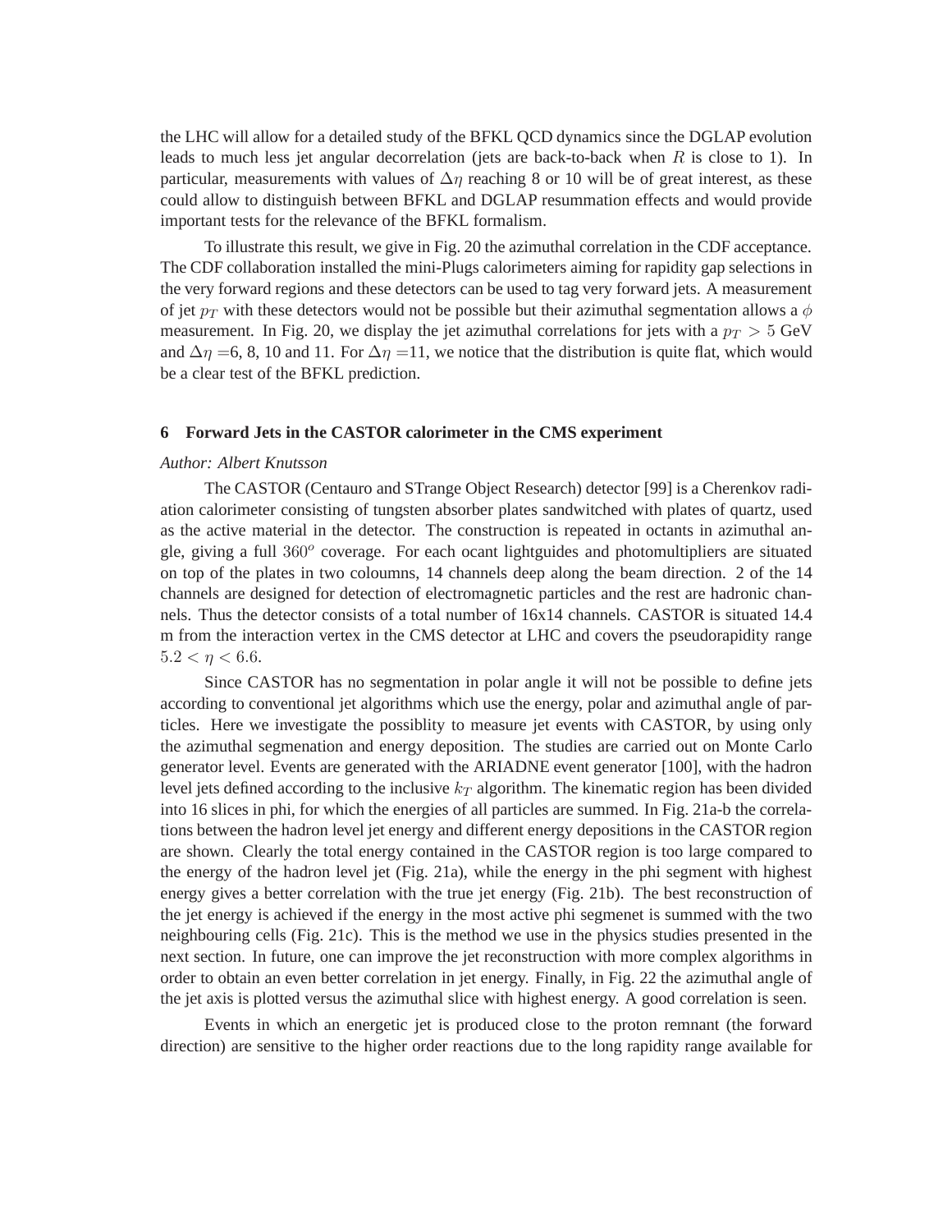the LHC will allow for a detailed study of the BFKL QCD dynamics since the DGLAP evolution leads to much less jet angular decorrelation (jets are back-to-back when $R$ is close to 1). In particular, measurements with values of $\Delta\eta$ reaching 8 or 10 will be of great interest, as these could allow to distinguish between BFKL and DGLAP resummation effects and would provide important tests for the relevance of the BFKL formalism.

To illustrate this result, we give in Fig. 20 the azimuthal correlation in the CDF acceptance. The CDF collaboration installed the mini-Plugs calorimeters aiming for rapidity gap selections in the very forward regions and these detectors can be used to tag very forward jets. A measurement of jet $p_T$ with these detectors would not be possible but their azimuthal segmentation allows a $\phi$ measurement. In Fig. 20, we display the jet azimuthal correlations for jets with a $p_T > 5$ GeV and $\Delta\eta =$6, 8, 10 and 11. For $\Delta\eta =$11, we notice that the distribution is quite flat, which would be a clear test of the BFKL prediction.

## 6 Forward Jets in the CASTOR calorimeter in the CMS experiment

*Author: Albert Knutsson*

The CASTOR (Centauro and STrange Object Research) detector [99] is a Cherenkov radiation calorimeter consisting of tungsten absorber plates sandwitched with plates of quartz, used as the active material in the detector. The construction is repeated in octants in azimuthal angle, giving a full $360^o$ coverage. For each ocant lightguides and photomultipliers are situated on top of the plates in two coloumns, 14 channels deep along the beam direction. 2 of the 14 channels are designed for detection of electromagnetic particles and the rest are hadronic channels. Thus the detector consists of a total number of 16x14 channels. CASTOR is situated 14.4 m from the interaction vertex in the CMS detector at LHC and covers the pseudorapidity range $5.2 < \eta < 6.6$.

Since CASTOR has no segmentation in polar angle it will not be possible to define jets according to conventional jet algorithms which use the energy, polar and azimuthal angle of particles. Here we investigate the possiblity to measure jet events with CASTOR, by using only the azimuthal segmenation and energy deposition. The studies are carried out on Monte Carlo generator level. Events are generated with the ARIADNE event generator [100], with the hadron level jets defined according to the inclusive $k_T$ algorithm. The kinematic region has been divided into 16 slices in phi, for which the energies of all particles are summed. In Fig. 21a-b the correlations between the hadron level jet energy and different energy depositions in the CASTOR region are shown. Clearly the total energy contained in the CASTOR region is too large compared to the energy of the hadron level jet (Fig. 21a), while the energy in the phi segment with highest energy gives a better correlation with the true jet energy (Fig. 21b). The best reconstruction of the jet energy is achieved if the energy in the most active phi segmenet is summed with the two neighbouring cells (Fig. 21c). This is the method we use in the physics studies presented in the next section. In future, one can improve the jet reconstruction with more complex algorithms in order to obtain an even better correlation in jet energy. Finally, in Fig. 22 the azimuthal angle of the jet axis is plotted versus the azimuthal slice with highest energy. A good correlation is seen.

Events in which an energetic jet is produced close to the proton remnant (the forward direction) are sensitive to the higher order reactions due to the long rapidity range available for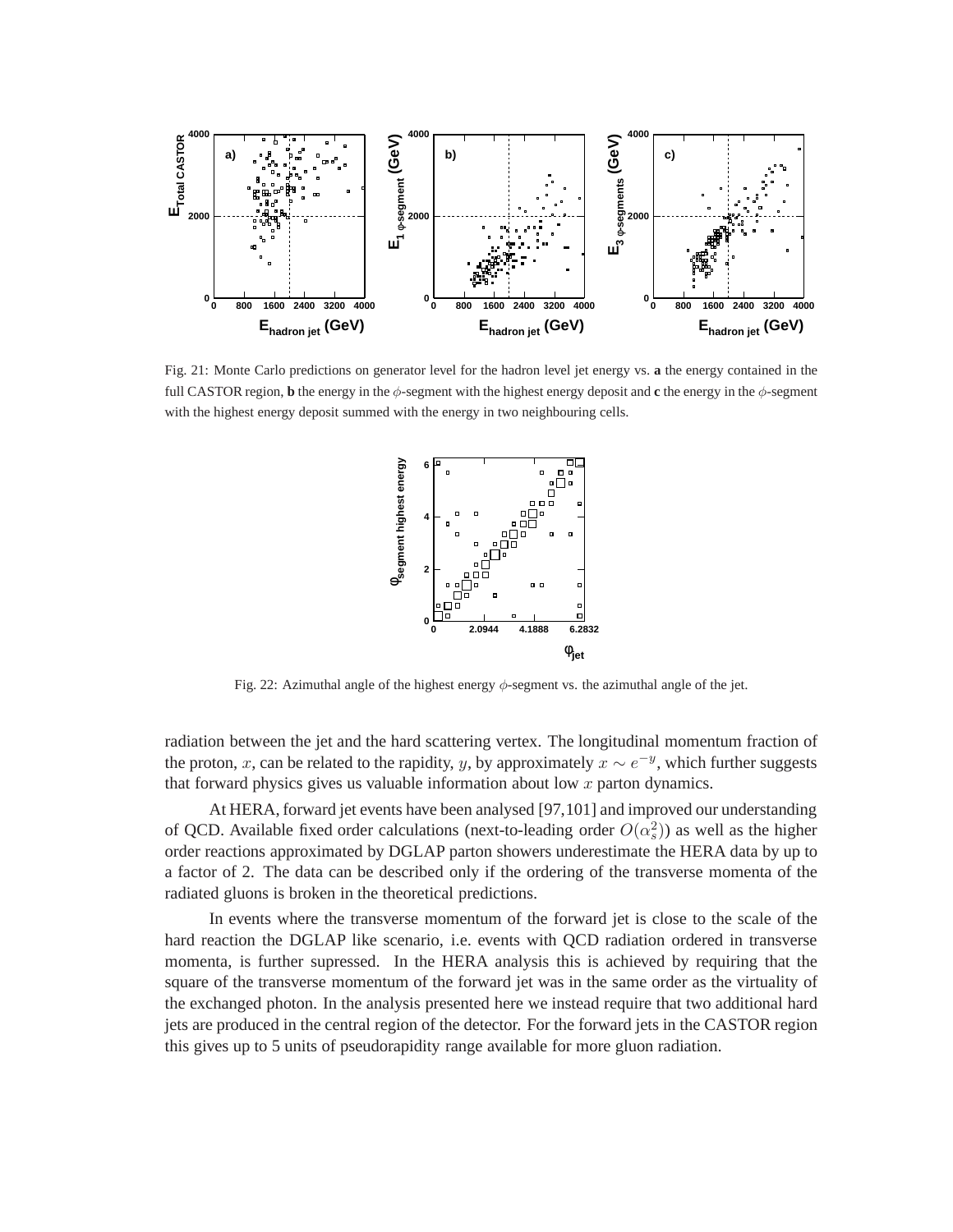Fig. 21: Monte Carlo predictions on generator level for the hadron level jet energy vs. **a** the energy contained in the full CASTOR region, **b** the energy in the $\phi$-segment with the highest energy deposit and **c** the energy in the $\phi$-segment with the highest energy deposit summed with the energy in two neighbouring cells.

Fig. 22: Azimuthal angle of the highest energy $\phi$-segment vs. the azimuthal angle of the jet.

radiation between the jet and the hard scattering vertex. The longitudinal momentum fraction of the proton, $x$, can be related to the rapidity, $y$, by approximately $x \sim e^{-y}$, which further suggests that forward physics gives us valuable information about low $x$ parton dynamics.

At HERA, forward jet events have been analysed [97,101] and improved our understanding of QCD. Available fixed order calculations (next-to-leading order $O(\alpha_s^2)$) as well as the higher order reactions approximated by DGLAP parton showers underestimate the HERA data by up to a factor of 2. The data can be described only if the ordering of the transverse momenta of the radiated gluons is broken in the theoretical predictions.

In events where the transverse momentum of the forward jet is close to the scale of the hard reaction the DGLAP like scenario, i.e. events with QCD radiation ordered in transverse momenta, is further supressed. In the HERA analysis this is achieved by requiring that the square of the transverse momentum of the forward jet was in the same order as the virtuality of the exchanged photon. In the analysis presented here we instead require that two additional hard jets are produced in the central region of the detector. For the forward jets in the CASTOR region this gives up to 5 units of pseudorapidity range available for more gluon radiation.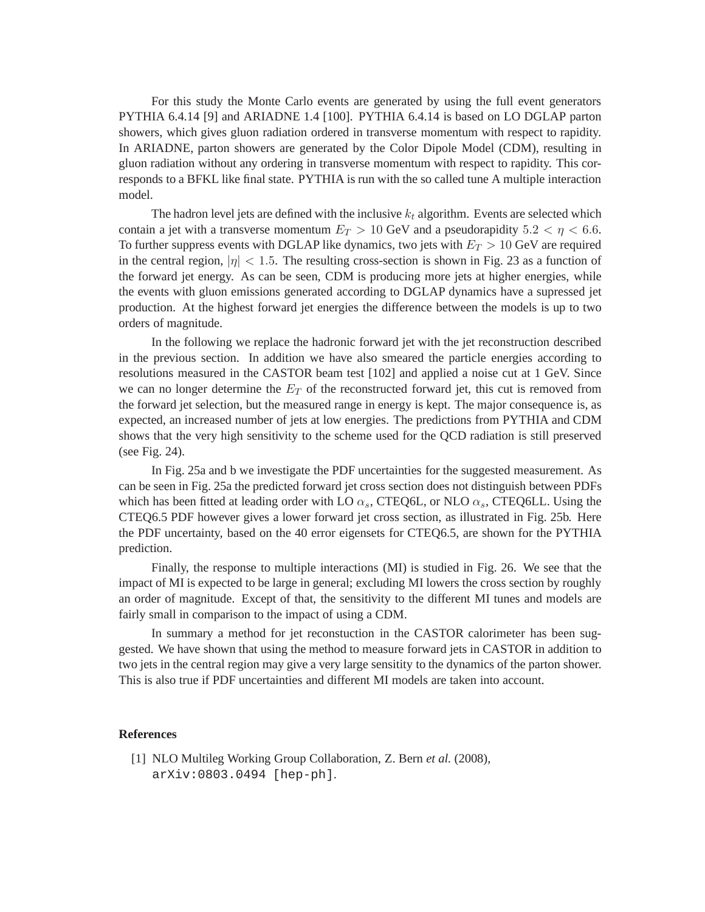For this study the Monte Carlo events are generated by using the full event generators PYTHIA 6.4.14 [9] and ARIADNE 1.4 [100]. PYTHIA 6.4.14 is based on LO DGLAP parton showers, which gives gluon radiation ordered in transverse momentum with respect to rapidity. In ARIADNE, parton showers are generated by the Color Dipole Model (CDM), resulting in gluon radiation without any ordering in transverse momentum with respect to rapidity. This corresponds to a BFKL like final state. PYTHIA is run with the so called tune A multiple interaction model.

The hadron level jets are defined with the inclusive $k_t$ algorithm. Events are selected which contain a jet with a transverse momentum $E_T > 10$ GeV and a pseudorapidity $5.2 < \eta < 6.6$. To further suppress events with DGLAP like dynamics, two jets with $E_T > 10$ GeV are required in the central region, $|\eta| < 1.5$. The resulting cross-section is shown in Fig. 23 as a function of the forward jet energy. As can be seen, CDM is producing more jets at higher energies, while the events with gluon emissions generated according to DGLAP dynamics have a supressed jet production. At the highest forward jet energies the difference between the models is up to two orders of magnitude.

In the following we replace the hadronic forward jet with the jet reconstruction described in the previous section. In addition we have also smeared the particle energies according to resolutions measured in the CASTOR beam test [102] and applied a noise cut at 1 GeV. Since we can no longer determine the $E_T$ of the reconstructed forward jet, this cut is removed from the forward jet selection, but the measured range in energy is kept. The major consequence is, as expected, an increased number of jets at low energies. The predictions from PYTHIA and CDM shows that the very high sensitivity to the scheme used for the QCD radiation is still preserved (see Fig. 24).

In Fig. 25a and b we investigate the PDF uncertainties for the suggested measurement. As can be seen in Fig. 25a the predicted forward jet cross section does not distinguish between PDFs which has been fitted at leading order with LO $\alpha_s$, CTEQ6L, or NLO $\alpha_s$, CTEQ6LL. Using the CTEQ6.5 PDF however gives a lower forward jet cross section, as illustrated in Fig. 25b. Here the PDF uncertainty, based on the 40 error eigensets for CTEQ6.5, are shown for the PYTHIA prediction.

Finally, the response to multiple interactions (MI) is studied in Fig. 26. We see that the impact of MI is expected to be large in general; excluding MI lowers the cross section by roughly an order of magnitude. Except of that, the sensitivity to the different MI tunes and models are fairly small in comparison to the impact of using a CDM.

In summary a method for jet reconstuction in the CASTOR calorimeter has been suggested. We have shown that using the method to measure forward jets in CASTOR in addition to two jets in the central region may give a very large sensitity to the dynamics of the parton shower. This is also true if PDF uncertainties and different MI models are taken into account.

**References**

[1] NLO Multileg Working Group Collaboration, Z. Bern *et al.* (2008), `arXiv:0803.0494 [hep-ph]`.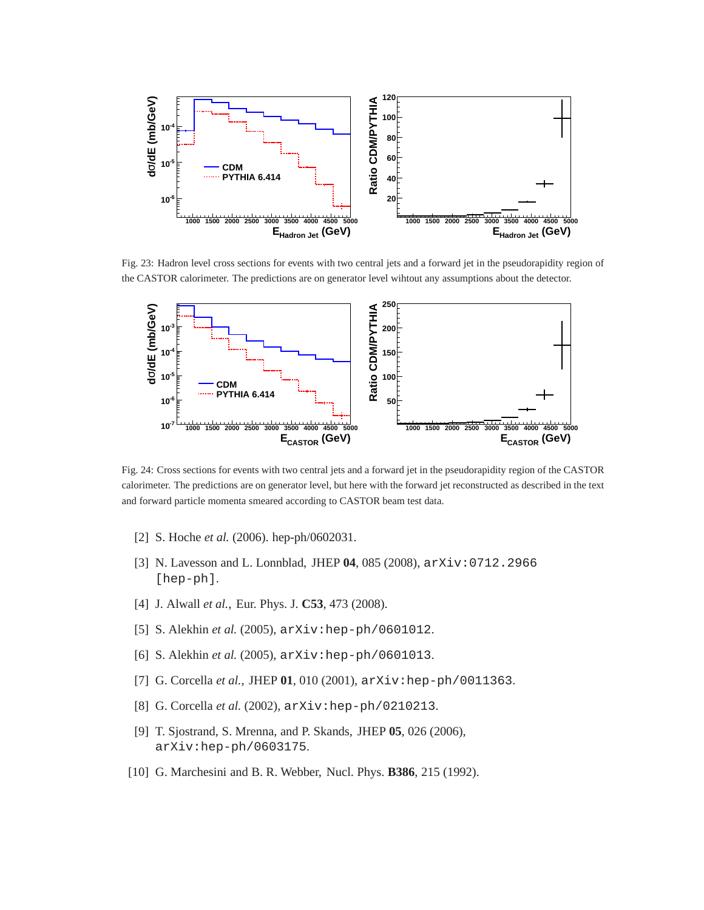Fig. 23: Hadron level cross sections for events with two central jets and a forward jet in the pseudorapidity region of the CASTOR calorimeter. The predictions are on generator level wihtout any assumptions about the detector.

Fig. 24: Cross sections for events with two central jets and a forward jet in the pseudorapidity region of the CASTOR calorimeter. The predictions are on generator level, but here with the forward jet reconstructed as described in the text and forward particle momenta smeared according to CASTOR beam test data.

[2] S. Hoche *et al.* (2006). hep-ph/0602031.

[3] N. Lavesson and L. Lonnblad, JHEP **04**, 085 (2008), `arXiv:0712.2966 [hep-ph]`.

[4] J. Alwall *et al.*, Eur. Phys. J. **C53**, 473 (2008).

[5] S. Alekhin *et al.* (2005), `arXiv:hep-ph/0601012`.

[6] S. Alekhin *et al.* (2005), `arXiv:hep-ph/0601013`.

[7] G. Corcella *et al.*, JHEP **01**, 010 (2001), `arXiv:hep-ph/0011363`.

[8] G. Corcella *et al.* (2002), `arXiv:hep-ph/0210213`.

[9] T. Sjostrand, S. Mrenna, and P. Skands, JHEP **05**, 026 (2006), `arXiv:hep-ph/0603175`.

[10] G. Marchesini and B. R. Webber, Nucl. Phys. **B386**, 215 (1992).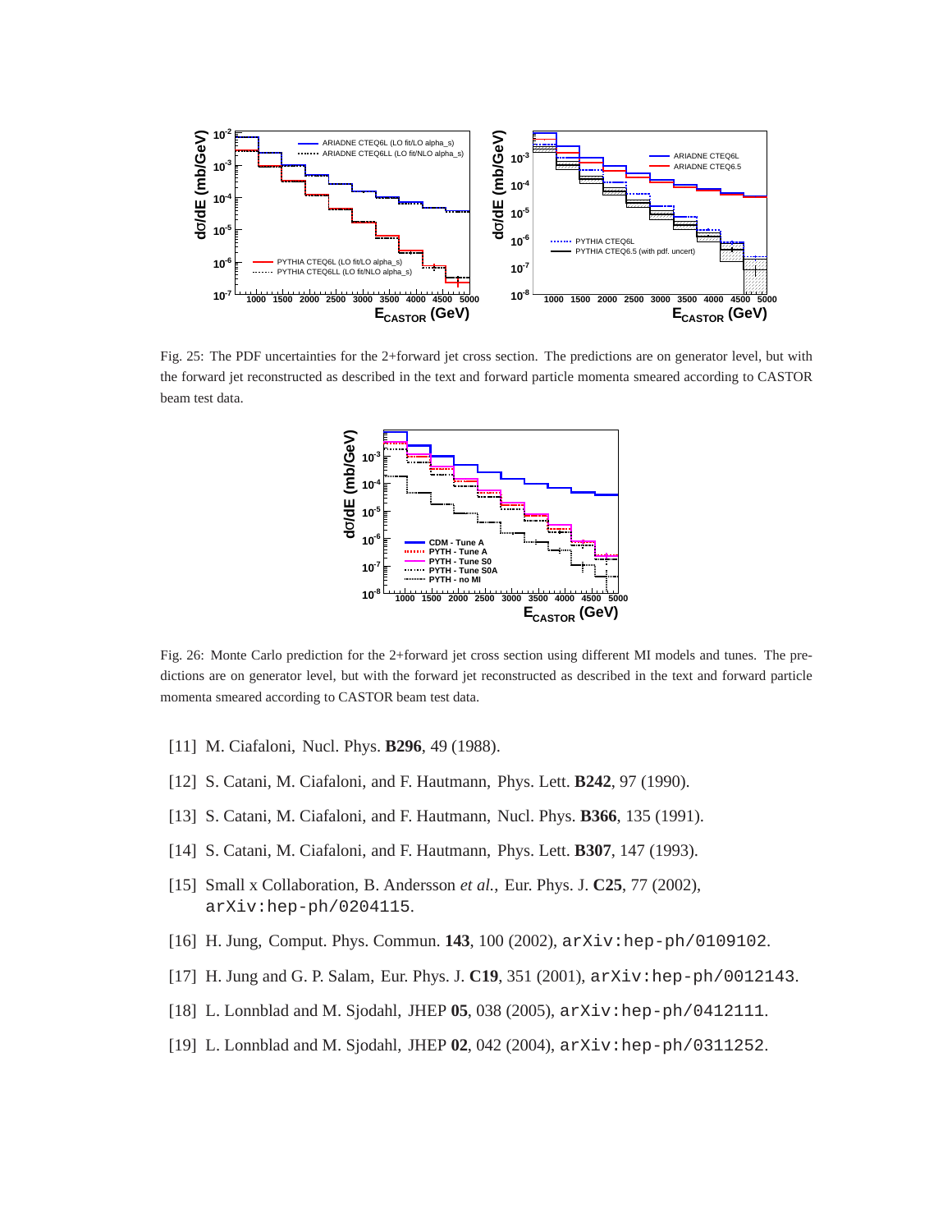Fig. 25: The PDF uncertainties for the 2+forward jet cross section. The predictions are on generator level, but with the forward jet reconstructed as described in the text and forward particle momenta smeared according to CASTOR beam test data.

Fig. 26: Monte Carlo prediction for the 2+forward jet cross section using different MI models and tunes. The predictions are on generator level, but with the forward jet reconstructed as described in the text and forward particle momenta smeared according to CASTOR beam test data.

[11] M. Ciafaloni, Nucl. Phys. **B296**, 49 (1988).

[12] S. Catani, M. Ciafaloni, and F. Hautmann, Phys. Lett. **B242**, 97 (1990).

[13] S. Catani, M. Ciafaloni, and F. Hautmann, Nucl. Phys. **B366**, 135 (1991).

[14] S. Catani, M. Ciafaloni, and F. Hautmann, Phys. Lett. **B307**, 147 (1993).

[15] Small x Collaboration, B. Andersson *et al.*, Eur. Phys. J. **C25**, 77 (2002), `arXiv:hep-ph/0204115`.

[16] H. Jung, Comput. Phys. Commun. **143**, 100 (2002), `arXiv:hep-ph/0109102`.

[17] H. Jung and G. P. Salam, Eur. Phys. J. **C19**, 351 (2001), `arXiv:hep-ph/0012143`.

[18] L. Lonnblad and M. Sjodahl, JHEP **05**, 038 (2005), `arXiv:hep-ph/0412111`.

[19] L. Lonnblad and M. Sjodahl, JHEP **02**, 042 (2004), `arXiv:hep-ph/0311252`.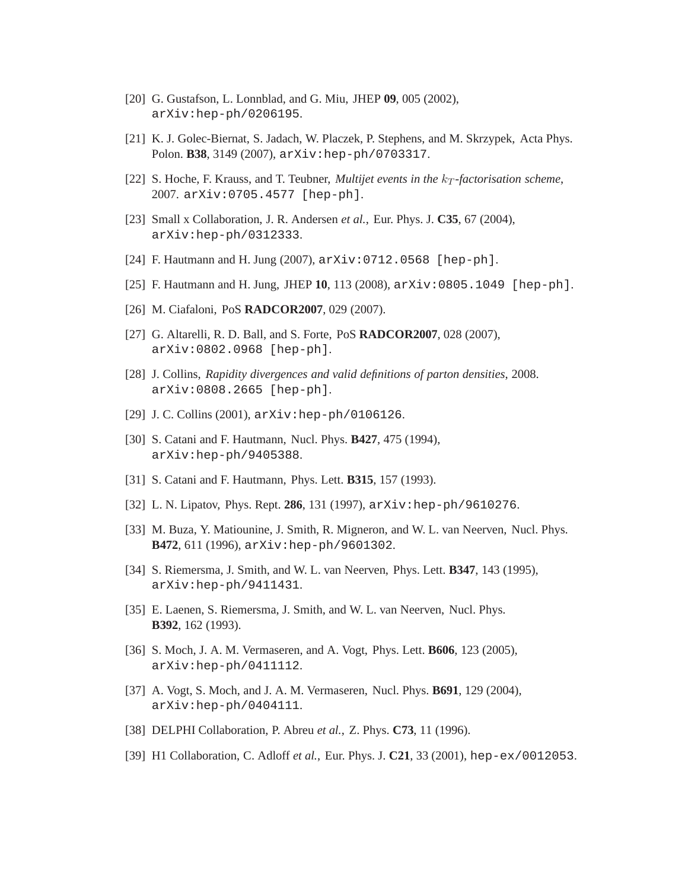[20] G. Gustafson, L. Lonnblad, and G. Miu, JHEP **09**, 005 (2002), `arXiv:hep-ph/0206195`.

[21] K. J. Golec-Biernat, S. Jadach, W. Placzek, P. Stephens, and M. Skrzypek, Acta Phys. Polon. **B38**, 3149 (2007), `arXiv:hep-ph/0703317`.

[22] S. Hoche, F. Krauss, and T. Teubner, *Multijet events in the $k_T$-factorisation scheme*, 2007. `arXiv:0705.4577 [hep-ph]`.

[23] Small x Collaboration, J. R. Andersen *et al.*, Eur. Phys. J. **C35**, 67 (2004), `arXiv:hep-ph/0312333`.

[24] F. Hautmann and H. Jung (2007), `arXiv:0712.0568 [hep-ph]`.

[25] F. Hautmann and H. Jung, JHEP **10**, 113 (2008), `arXiv:0805.1049 [hep-ph]`.

[26] M. Ciafaloni, PoS **RADCOR2007**, 029 (2007).

[27] G. Altarelli, R. D. Ball, and S. Forte, PoS **RADCOR2007**, 028 (2007), `arXiv:0802.0968 [hep-ph]`.

[28] J. Collins, *Rapidity divergences and valid definitions of parton densities*, 2008. `arXiv:0808.2665 [hep-ph]`.

[29] J. C. Collins (2001), `arXiv:hep-ph/0106126`.

[30] S. Catani and F. Hautmann, Nucl. Phys. **B427**, 475 (1994), `arXiv:hep-ph/9405388`.

[31] S. Catani and F. Hautmann, Phys. Lett. **B315**, 157 (1993).

[32] L. N. Lipatov, Phys. Rept. **286**, 131 (1997), `arXiv:hep-ph/9610276`.

[33] M. Buza, Y. Matiounine, J. Smith, R. Migneron, and W. L. van Neerven, Nucl. Phys. **B472**, 611 (1996), `arXiv:hep-ph/9601302`.

[34] S. Riemersma, J. Smith, and W. L. van Neerven, Phys. Lett. **B347**, 143 (1995), `arXiv:hep-ph/9411431`.

[35] E. Laenen, S. Riemersma, J. Smith, and W. L. van Neerven, Nucl. Phys. **B392**, 162 (1993).

[36] S. Moch, J. A. M. Vermaseren, and A. Vogt, Phys. Lett. **B606**, 123 (2005), `arXiv:hep-ph/0411112`.

[37] A. Vogt, S. Moch, and J. A. M. Vermaseren, Nucl. Phys. **B691**, 129 (2004), `arXiv:hep-ph/0404111`.

[38] DELPHI Collaboration, P. Abreu *et al.*, Z. Phys. **C73**, 11 (1996).

[39] H1 Collaboration, C. Adloff *et al.*, Eur. Phys. J. **C21**, 33 (2001), `hep-ex/0012053`.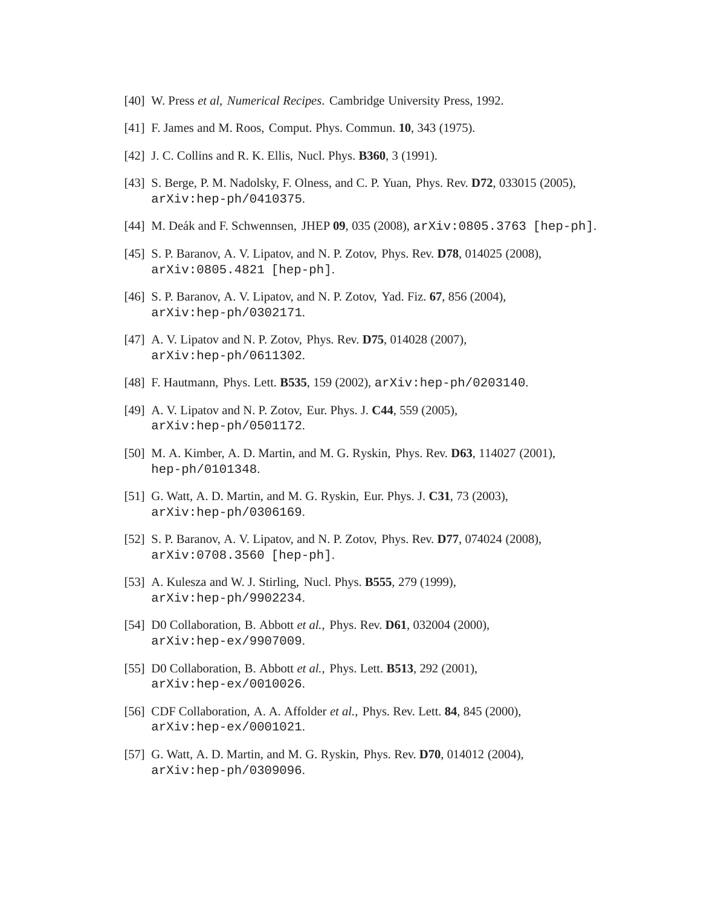[40] W. Press *et al*, *Numerical Recipes*. Cambridge University Press, 1992.

[41] F. James and M. Roos, Comput. Phys. Commun. **10**, 343 (1975).

[42] J. C. Collins and R. K. Ellis, Nucl. Phys. **B360**, 3 (1991).

[43] S. Berge, P. M. Nadolsky, F. Olness, and C. P. Yuan, Phys. Rev. **D72**, 033015 (2005), arXiv:hep-ph/0410375.

[44] M. Deák and F. Schwennsen, JHEP **09**, 035 (2008), arXiv:0805.3763 [hep-ph].

[45] S. P. Baranov, A. V. Lipatov, and N. P. Zotov, Phys. Rev. **D78**, 014025 (2008), arXiv:0805.4821 [hep-ph].

[46] S. P. Baranov, A. V. Lipatov, and N. P. Zotov, Yad. Fiz. **67**, 856 (2004), arXiv:hep-ph/0302171.

[47] A. V. Lipatov and N. P. Zotov, Phys. Rev. **D75**, 014028 (2007), arXiv:hep-ph/0611302.

[48] F. Hautmann, Phys. Lett. **B535**, 159 (2002), arXiv:hep-ph/0203140.

[49] A. V. Lipatov and N. P. Zotov, Eur. Phys. J. **C44**, 559 (2005), arXiv:hep-ph/0501172.

[50] M. A. Kimber, A. D. Martin, and M. G. Ryskin, Phys. Rev. **D63**, 114027 (2001), hep-ph/0101348.

[51] G. Watt, A. D. Martin, and M. G. Ryskin, Eur. Phys. J. **C31**, 73 (2003), arXiv:hep-ph/0306169.

[52] S. P. Baranov, A. V. Lipatov, and N. P. Zotov, Phys. Rev. **D77**, 074024 (2008), arXiv:0708.3560 [hep-ph].

[53] A. Kulesza and W. J. Stirling, Nucl. Phys. **B555**, 279 (1999), arXiv:hep-ph/9902234.

[54] D0 Collaboration, B. Abbott *et al.*, Phys. Rev. **D61**, 032004 (2000), arXiv:hep-ex/9907009.

[55] D0 Collaboration, B. Abbott *et al.*, Phys. Lett. **B513**, 292 (2001), arXiv:hep-ex/0010026.

[56] CDF Collaboration, A. A. Affolder *et al.*, Phys. Rev. Lett. **84**, 845 (2000), arXiv:hep-ex/0001021.

[57] G. Watt, A. D. Martin, and M. G. Ryskin, Phys. Rev. **D70**, 014012 (2004), arXiv:hep-ph/0309096.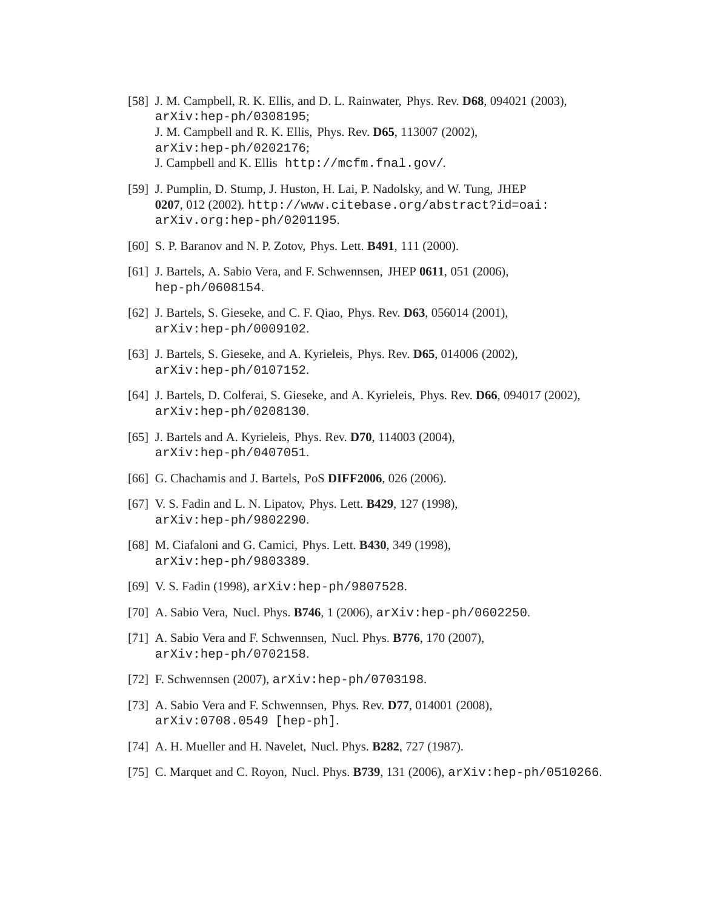[58] J. M. Campbell, R. K. Ellis, and D. L. Rainwater, Phys. Rev. **D68**, 094021 (2003), arXiv:hep-ph/0308195;
J. M. Campbell and R. K. Ellis, Phys. Rev. **D65**, 113007 (2002), arXiv:hep-ph/0202176;
J. Campbell and K. Ellis http://mcfm.fnal.gov/.

[59] J. Pumplin, D. Stump, J. Huston, H. Lai, P. Nadolsky, and W. Tung, JHEP **0207**, 012 (2002). http://www.citebase.org/abstract?id=oai:arXiv.org:hep-ph/0201195.

[60] S. P. Baranov and N. P. Zotov, Phys. Lett. **B491**, 111 (2000).

[61] J. Bartels, A. Sabio Vera, and F. Schwennsen, JHEP **0611**, 051 (2006), hep-ph/0608154.

[62] J. Bartels, S. Gieseke, and C. F. Qiao, Phys. Rev. **D63**, 056014 (2001), arXiv:hep-ph/0009102.

[63] J. Bartels, S. Gieseke, and A. Kyrieleis, Phys. Rev. **D65**, 014006 (2002), arXiv:hep-ph/0107152.

[64] J. Bartels, D. Colferai, S. Gieseke, and A. Kyrieleis, Phys. Rev. **D66**, 094017 (2002), arXiv:hep-ph/0208130.

[65] J. Bartels and A. Kyrieleis, Phys. Rev. **D70**, 114003 (2004), arXiv:hep-ph/0407051.

[66] G. Chachamis and J. Bartels, PoS **DIFF2006**, 026 (2006).

[67] V. S. Fadin and L. N. Lipatov, Phys. Lett. **B429**, 127 (1998), arXiv:hep-ph/9802290.

[68] M. Ciafaloni and G. Camici, Phys. Lett. **B430**, 349 (1998), arXiv:hep-ph/9803389.

[69] V. S. Fadin (1998), arXiv:hep-ph/9807528.

[70] A. Sabio Vera, Nucl. Phys. **B746**, 1 (2006), arXiv:hep-ph/0602250.

[71] A. Sabio Vera and F. Schwennsen, Nucl. Phys. **B776**, 170 (2007), arXiv:hep-ph/0702158.

[72] F. Schwennsen (2007), arXiv:hep-ph/0703198.

[73] A. Sabio Vera and F. Schwennsen, Phys. Rev. **D77**, 014001 (2008), arXiv:0708.0549 [hep-ph].

[74] A. H. Mueller and H. Navelet, Nucl. Phys. **B282**, 727 (1987).

[75] C. Marquet and C. Royon, Nucl. Phys. **B739**, 131 (2006), arXiv:hep-ph/0510266.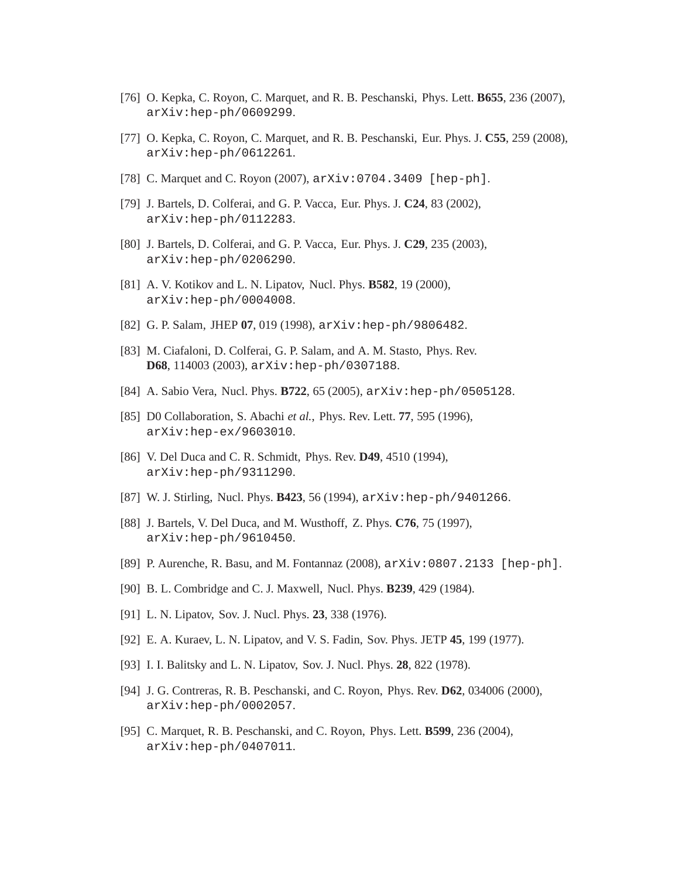[76] O. Kepka, C. Royon, C. Marquet, and R. B. Peschanski, Phys. Lett. **B655**, 236 (2007), `arXiv:hep-ph/0609299`.

[77] O. Kepka, C. Royon, C. Marquet, and R. B. Peschanski, Eur. Phys. J. **C55**, 259 (2008), `arXiv:hep-ph/0612261`.

[78] C. Marquet and C. Royon (2007), `arXiv:0704.3409 [hep-ph]`.

[79] J. Bartels, D. Colferai, and G. P. Vacca, Eur. Phys. J. **C24**, 83 (2002), `arXiv:hep-ph/0112283`.

[80] J. Bartels, D. Colferai, and G. P. Vacca, Eur. Phys. J. **C29**, 235 (2003), `arXiv:hep-ph/0206290`.

[81] A. V. Kotikov and L. N. Lipatov, Nucl. Phys. **B582**, 19 (2000), `arXiv:hep-ph/0004008`.

[82] G. P. Salam, JHEP **07**, 019 (1998), `arXiv:hep-ph/9806482`.

[83] M. Ciafaloni, D. Colferai, G. P. Salam, and A. M. Stasto, Phys. Rev. **D68**, 114003 (2003), `arXiv:hep-ph/0307188`.

[84] A. Sabio Vera, Nucl. Phys. **B722**, 65 (2005), `arXiv:hep-ph/0505128`.

[85] D0 Collaboration, S. Abachi *et al.*, Phys. Rev. Lett. **77**, 595 (1996), `arXiv:hep-ex/9603010`.

[86] V. Del Duca and C. R. Schmidt, Phys. Rev. **D49**, 4510 (1994), `arXiv:hep-ph/9311290`.

[87] W. J. Stirling, Nucl. Phys. **B423**, 56 (1994), `arXiv:hep-ph/9401266`.

[88] J. Bartels, V. Del Duca, and M. Wusthoff, Z. Phys. **C76**, 75 (1997), `arXiv:hep-ph/9610450`.

[89] P. Aurenche, R. Basu, and M. Fontannaz (2008), `arXiv:0807.2133 [hep-ph]`.

[90] B. L. Combridge and C. J. Maxwell, Nucl. Phys. **B239**, 429 (1984).

[91] L. N. Lipatov, Sov. J. Nucl. Phys. **23**, 338 (1976).

[92] E. A. Kuraev, L. N. Lipatov, and V. S. Fadin, Sov. Phys. JETP **45**, 199 (1977).

[93] I. I. Balitsky and L. N. Lipatov, Sov. J. Nucl. Phys. **28**, 822 (1978).

[94] J. G. Contreras, R. B. Peschanski, and C. Royon, Phys. Rev. **D62**, 034006 (2000), `arXiv:hep-ph/0002057`.

[95] C. Marquet, R. B. Peschanski, and C. Royon, Phys. Lett. **B599**, 236 (2004), `arXiv:hep-ph/0407011`.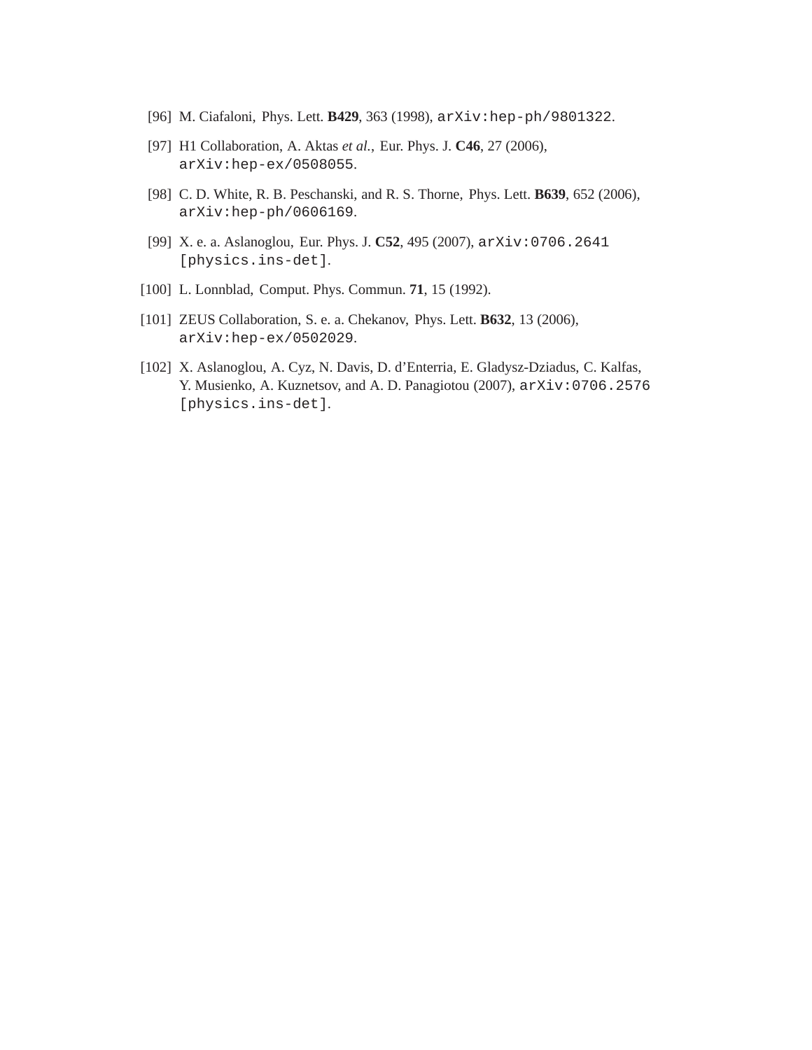[96] M. Ciafaloni, Phys. Lett. **B429**, 363 (1998), `arXiv:hep-ph/9801322`.

[97] H1 Collaboration, A. Aktas *et al.*, Eur. Phys. J. **C46**, 27 (2006), `arXiv:hep-ex/0508055`.

[98] C. D. White, R. B. Peschanski, and R. S. Thorne, Phys. Lett. **B639**, 652 (2006), `arXiv:hep-ph/0606169`.

[99] X. e. a. Aslanoglou, Eur. Phys. J. **C52**, 495 (2007), `arXiv:0706.2641 [physics.ins-det]`.

[100] L. Lonnblad, Comput. Phys. Commun. **71**, 15 (1992).

[101] ZEUS Collaboration, S. e. a. Chekanov, Phys. Lett. **B632**, 13 (2006), `arXiv:hep-ex/0502029`.

[102] X. Aslanoglou, A. Cyz, N. Davis, D. d'Enterria, E. Gladysz-Dziadus, C. Kalfas, Y. Musienko, A. Kuznetsov, and A. D. Panagiotou (2007), `arXiv:0706.2576 [physics.ins-det]`.